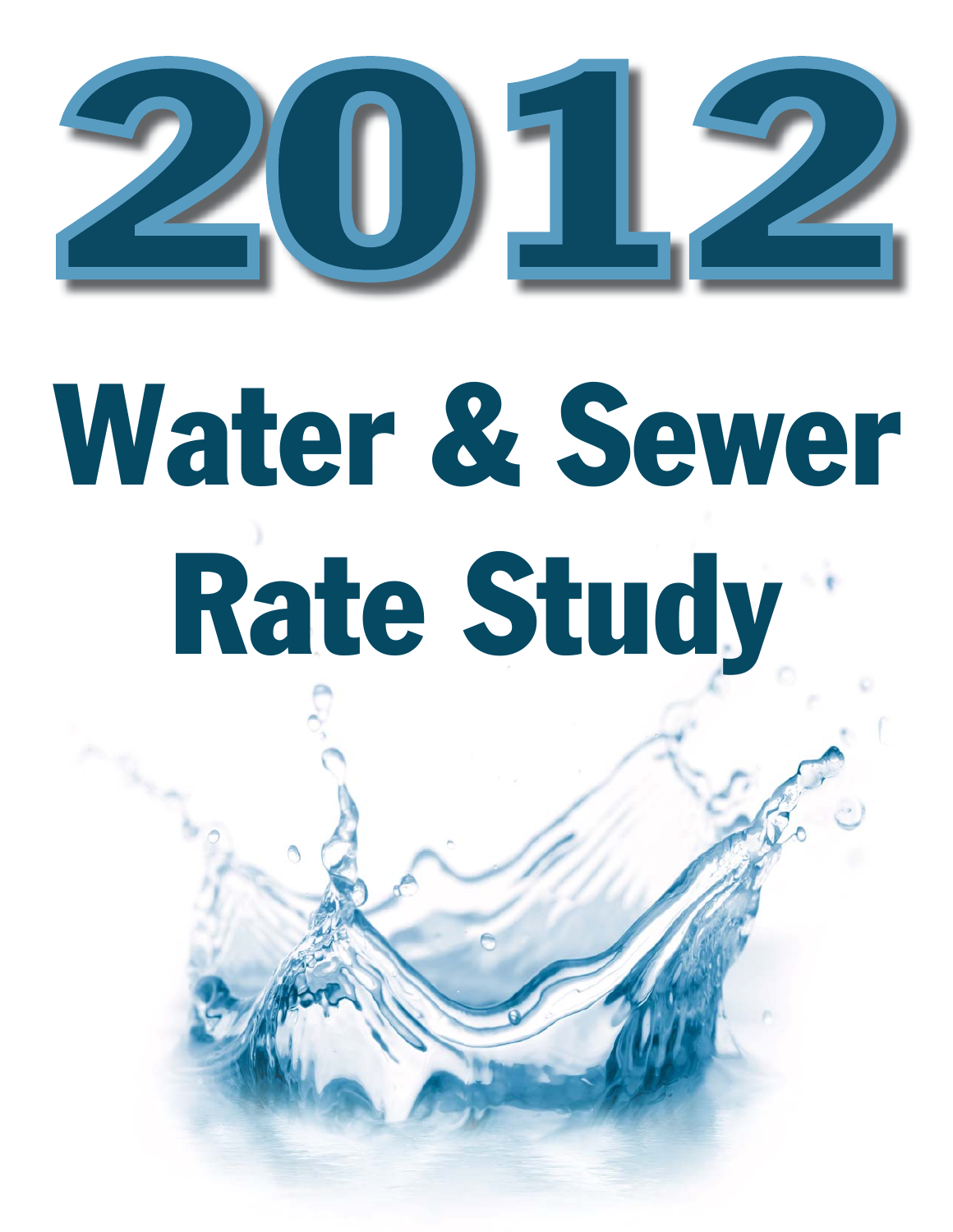# 2012

# Water & Sewer Rate Study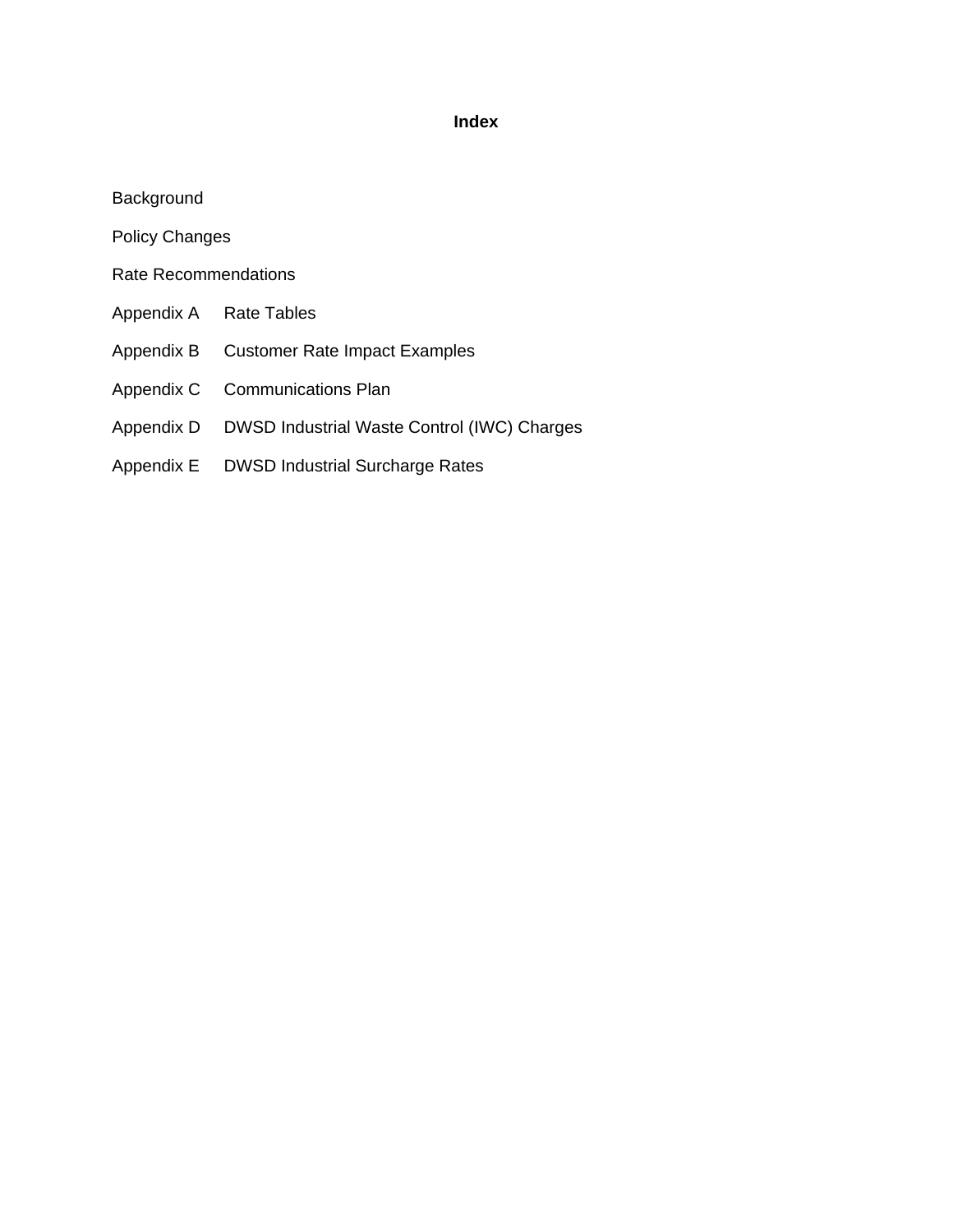# Index

Background

Policy Changes

Rate Recommendations

Appendix A Rate Tables

Appendix B Customer Rate Impact Examples

Appendix C Communications Plan

Appendix D DWSD Industrial Waste Control (IWC) Charges

Appendix E DWSD Industrial Surcharge Rates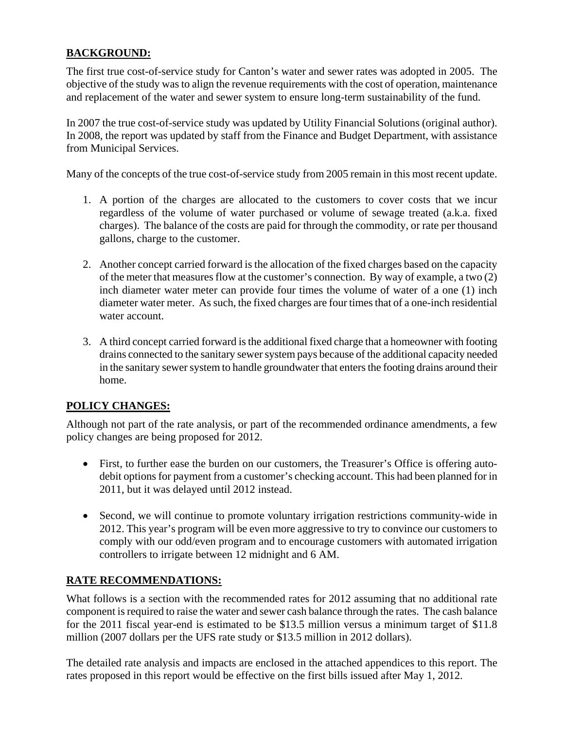## BACKGROUND:

The first true cost-of-service study for Canton's water and sewer rates was adopted in 2005. The objective of the study was to align the revenue requirements with the cost of operation, maintenance and replacement of the water and sewer system to ensure long-term sustainability of the fund.

In 2007 the true cost-of-service study was updated by Utility Financial Solutions (original author). In 2008, the report was updated by staff from the Finance and Budget Department, with assistance from Municipal Services.

Many of the concepts of the true cost-of-service study from 2005 remain in this most recent update.

1. A portion of the charges are allocated to the customers to cover costs that we incur regardless of the volume of water purchased or volume of sewage treated (a.k.a. fixed charges). The balance of the costs are paid for through the commodity, or rate per thousand gallons, charge to the customer.

2. Another concept carried forward is the allocation of the fixed charges based on the capacity of the meter that measures flow at the customer's connection. By way of example, a two (2) inch diameter water meter can provide four times the volume of water of a one (1) inch diameter water meter. As such, the fixed charges are four times that of a one-inch residential water account.

3. A third concept carried forward is the additional fixed charge that a homeowner with footing drains connected to the sanitary sewer system pays because of the additional capacity needed in the sanitary sewer system to handle groundwater that enters the footing drains around their home.

## POLICY CHANGES:

Although not part of the rate analysis, or part of the recommended ordinance amendments, a few policy changes are being proposed for 2012.

- First, to further ease the burden on our customers, the Treasurer's Office is offering auto-debit options for payment from a customer's checking account. This had been planned for in 2011, but it was delayed until 2012 instead.

- Second, we will continue to promote voluntary irrigation restrictions community-wide in 2012. This year's program will be even more aggressive to try to convince our customers to comply with our odd/even program and to encourage customers with automated irrigation controllers to irrigate between 12 midnight and 6 AM.

## RATE RECOMMENDATIONS:

What follows is a section with the recommended rates for 2012 assuming that no additional rate component is required to raise the water and sewer cash balance through the rates. The cash balance for the 2011 fiscal year-end is estimated to be $13.5 million versus a minimum target of $11.8 million (2007 dollars per the UFS rate study or $13.5 million in 2012 dollars).

The detailed rate analysis and impacts are enclosed in the attached appendices to this report. The rates proposed in this report would be effective on the first bills issued after May 1, 2012.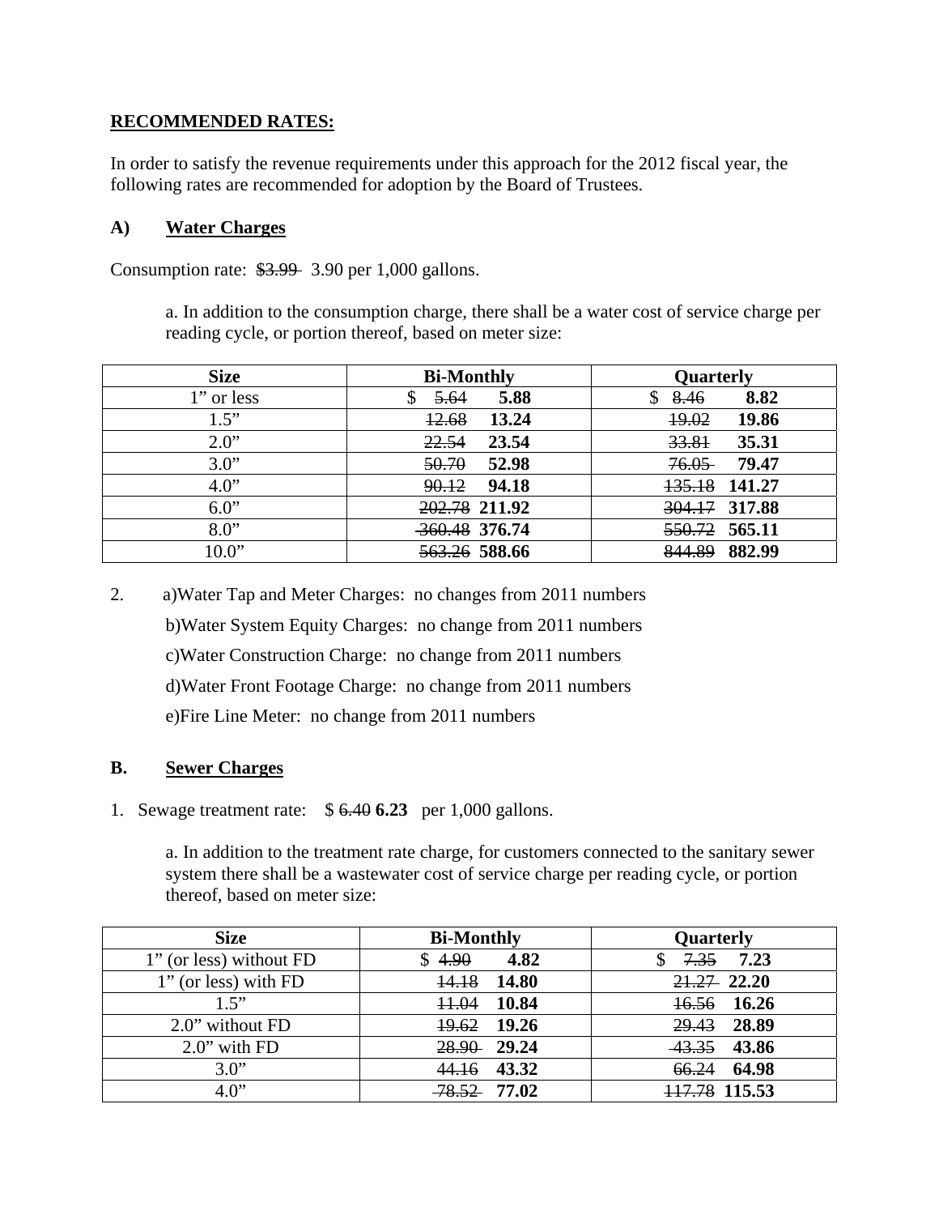**RECOMMENDED RATES:**

In order to satisfy the revenue requirements under this approach for the 2012 fiscal year, the following rates are recommended for adoption by the Board of Trustees.

### A) Water Charges

Consumption rate: ~~$3.99~~ 3.90 per 1,000 gallons.

a. In addition to the consumption charge, there shall be a water cost of service charge per reading cycle, or portion thereof, based on meter size:

| Size | Bi-Monthly | Quarterly |
|---|---|---|
| 1" or less | $ ~~5.64~~ **5.88** | $ ~~8.46~~ **8.82** |
| 1.5" | ~~12.68~~ **13.24** | ~~19.02~~ **19.86** |
| 2.0" | ~~22.54~~ **23.54** | ~~33.81~~ **35.31** |
| 3.0" | ~~50.70~~ **52.98** | ~~76.05~~ **79.47** |
| 4.0" | ~~90.12~~ **94.18** | ~~135.18~~ **141.27** |
| 6.0" | ~~202.78~~ **211.92** | ~~304.17~~ **317.88** |
| 8.0" | ~~360.48~~ **376.74** | ~~550.72~~ **565.11** |
| 10.0" | ~~563.26~~ **588.66** | ~~844.89~~ **882.99** |

2. a)Water Tap and Meter Charges: no changes from 2011 numbers

   b)Water System Equity Charges: no change from 2011 numbers

   c)Water Construction Charge: no change from 2011 numbers

   d)Water Front Footage Charge: no change from 2011 numbers

   e)Fire Line Meter: no change from 2011 numbers

### B. Sewer Charges

1. Sewage treatment rate: $ ~~6.40~~ **6.23** per 1,000 gallons.

   a. In addition to the treatment rate charge, for customers connected to the sanitary sewer system there shall be a wastewater cost of service charge per reading cycle, or portion thereof, based on meter size:

| Size | Bi-Monthly | Quarterly |
|---|---|---|
| 1" (or less) without FD | $ ~~4.90~~ **4.82** | $ ~~7.35~~ **7.23** |
| 1" (or less) with FD | ~~14.18~~ **14.80** | ~~21.27~~ **22.20** |
| 1.5" | ~~11.04~~ **10.84** | ~~16.56~~ **16.26** |
| 2.0" without FD | ~~19.62~~ **19.26** | ~~29.43~~ **28.89** |
| 2.0" with FD | ~~28.90~~ **29.24** | ~~43.35~~ **43.86** |
| 3.0" | ~~44.16~~ **43.32** | ~~66.24~~ **64.98** |
| 4.0" | ~~78.52~~ **77.02** | ~~117.78~~ **115.53** |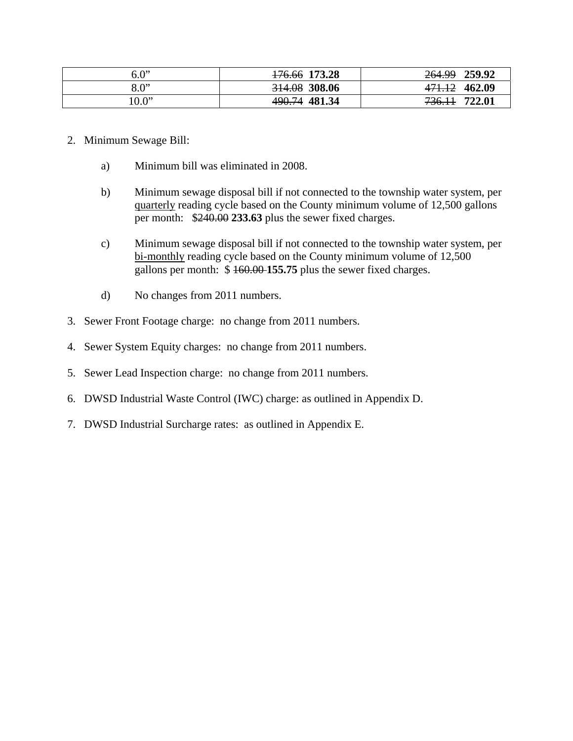| | | |
|---|---|---|
| 6.0” | ~~176.66~~ **173.28** | ~~264.99~~ **259.92** |
| 8.0” | ~~314.08~~ **308.06** | ~~471.12~~ **462.09** |
| 10.0” | ~~490.74~~ **481.34** | ~~736.11~~ **722.01** |

2. Minimum Sewage Bill:

    a) Minimum bill was eliminated in 2008.

    b) Minimum sewage disposal bill if not connected to the township water system, per quarterly reading cycle based on the County minimum volume of 12,500 gallons per month: $~~240.00~~ **233.63** plus the sewer fixed charges.

    c) Minimum sewage disposal bill if not connected to the township water system, per bi-monthly reading cycle based on the County minimum volume of 12,500 gallons per month: $ ~~160.00~~ **155.75** plus the sewer fixed charges.

    d) No changes from 2011 numbers.

3. Sewer Front Footage charge: no change from 2011 numbers.

4. Sewer System Equity charges: no change from 2011 numbers.

5. Sewer Lead Inspection charge: no change from 2011 numbers.

6. DWSD Industrial Waste Control (IWC) charge: as outlined in Appendix D.

7. DWSD Industrial Surcharge rates: as outlined in Appendix E.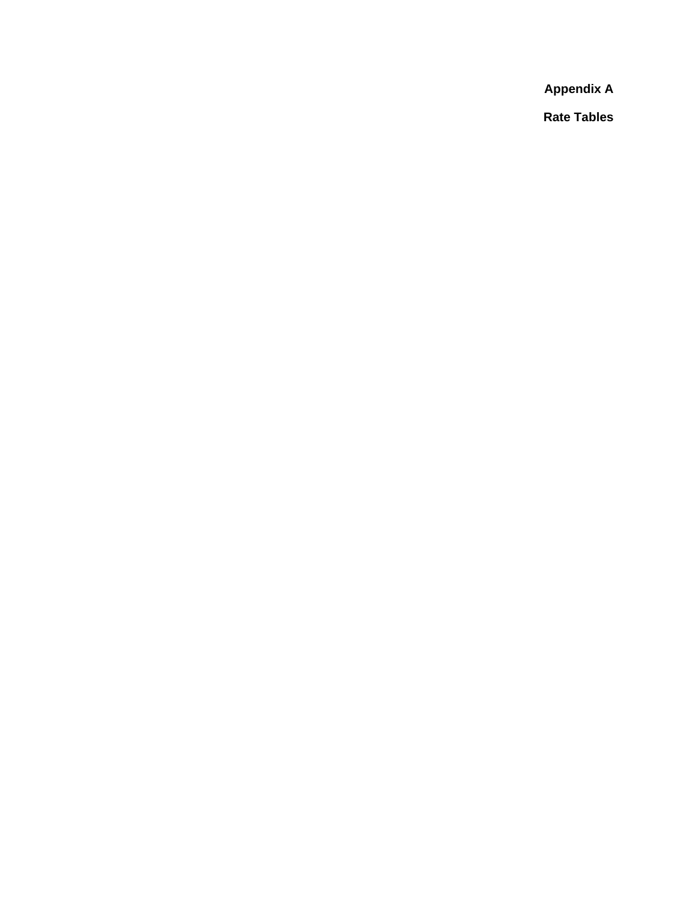# Appendix A

# Rate Tables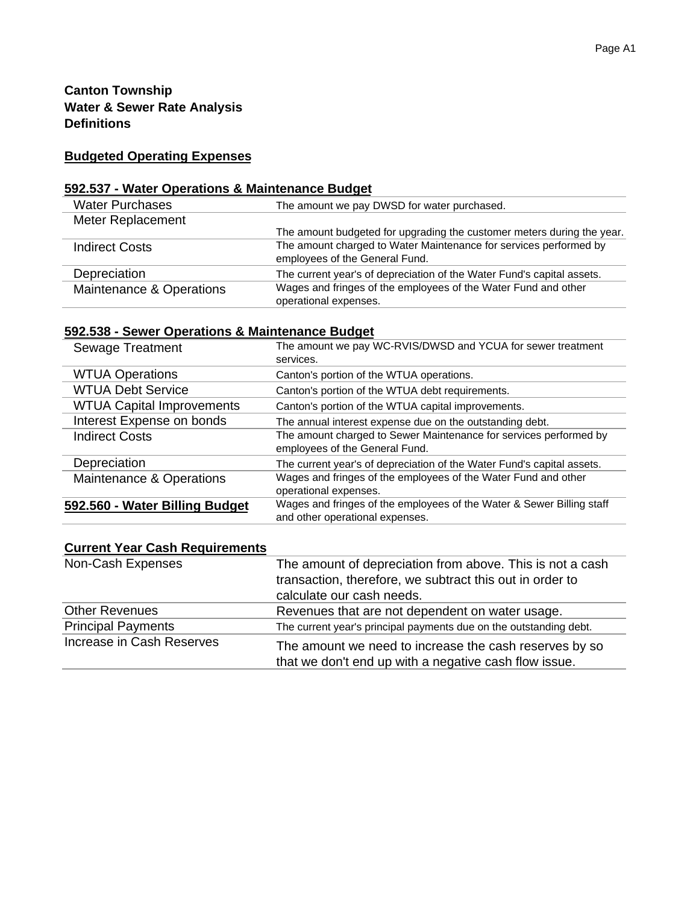**Canton Township**
**Water & Sewer Rate Analysis**
**Definitions**

## Budgeted Operating Expenses

### 592.537 - Water Operations & Maintenance Budget

| | |
|---|---|
| Water Purchases | The amount we pay DWSD for water purchased. |
| Meter Replacement | The amount budgeted for upgrading the customer meters during the year. |
| Indirect Costs | The amount charged to Water Maintenance for services performed by employees of the General Fund. |
| Depreciation | The current year's of depreciation of the Water Fund's capital assets. |
| Maintenance & Operations | Wages and fringes of the employees of the Water Fund and other operational expenses. |

### 592.538 - Sewer Operations & Maintenance Budget

| | |
|---|---|
| Sewage Treatment | The amount we pay WC-RVIS/DWSD and YCUA for sewer treatment services. |
| WTUA Operations | Canton's portion of the WTUA operations. |
| WTUA Debt Service | Canton's portion of the WTUA debt requirements. |
| WTUA Capital Improvements | Canton's portion of the WTUA capital improvements. |
| Interest Expense on bonds | The annual interest expense due on the outstanding debt. |
| Indirect Costs | The amount charged to Sewer Maintenance for services performed by employees of the General Fund. |
| Depreciation | The current year's of depreciation of the Water Fund's capital assets. |
| Maintenance & Operations | Wages and fringes of the employees of the Water Fund and other operational expenses. |
| **592.560 - Water Billing Budget** | Wages and fringes of the employees of the Water & Sewer Billing staff and other operational expenses. |

## Current Year Cash Requirements

| | |
|---|---|
| Non-Cash Expenses | The amount of depreciation from above. This is not a cash transaction, therefore, we subtract this out in order to calculate our cash needs. |
| Other Revenues | Revenues that are not dependent on water usage. |
| Principal Payments | The current year's principal payments due on the outstanding debt. |
| Increase in Cash Reserves | The amount we need to increase the cash reserves by so that we don't end up with a negative cash flow issue. |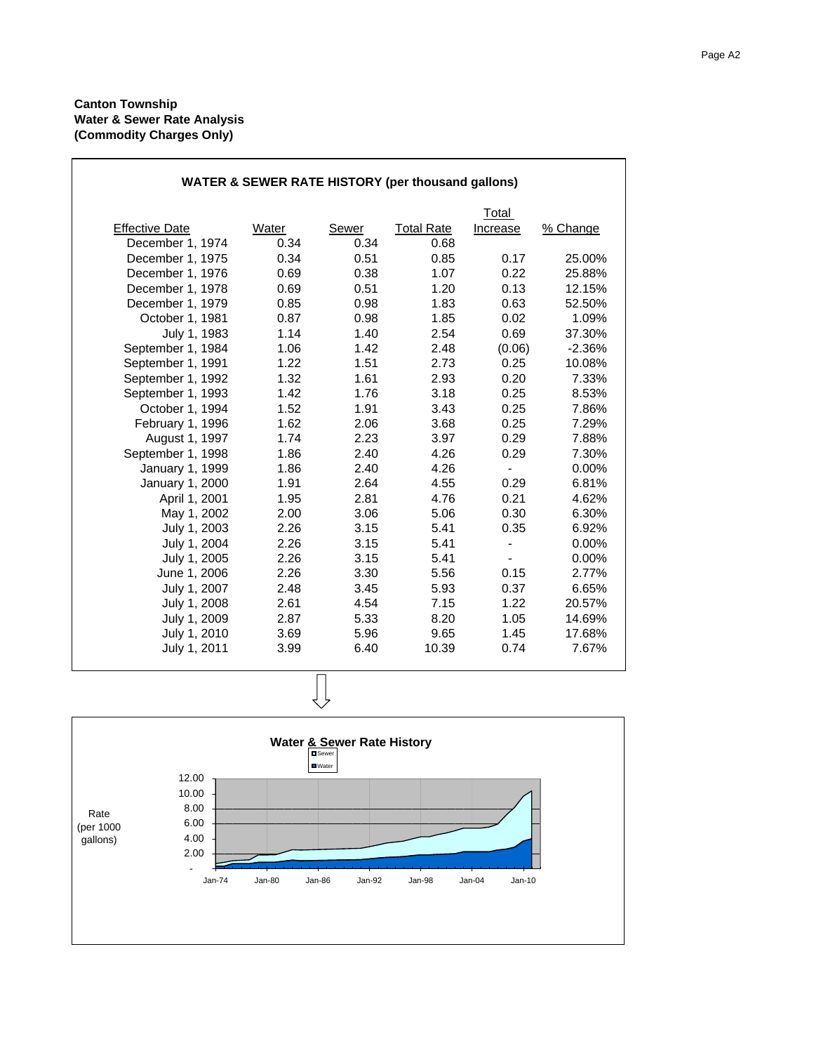**Canton Township**
**Water & Sewer Rate Analysis**
**(Commodity Charges Only)**

## WATER & SEWER RATE HISTORY (per thousand gallons)

| Effective Date | Water | Sewer | Total Rate | Total Increase | % Change |
|---|---|---|---|---|---|
| December 1, 1974 | 0.34 | 0.34 | 0.68 | | |
| December 1, 1975 | 0.34 | 0.51 | 0.85 | 0.17 | 25.00% |
| December 1, 1976 | 0.69 | 0.38 | 1.07 | 0.22 | 25.88% |
| December 1, 1978 | 0.69 | 0.51 | 1.20 | 0.13 | 12.15% |
| December 1, 1979 | 0.85 | 0.98 | 1.83 | 0.63 | 52.50% |
| October 1, 1981 | 0.87 | 0.98 | 1.85 | 0.02 | 1.09% |
| July 1, 1983 | 1.14 | 1.40 | 2.54 | 0.69 | 37.30% |
| September 1, 1984 | 1.06 | 1.42 | 2.48 | (0.06) | -2.36% |
| September 1, 1991 | 1.22 | 1.51 | 2.73 | 0.25 | 10.08% |
| September 1, 1992 | 1.32 | 1.61 | 2.93 | 0.20 | 7.33% |
| September 1, 1993 | 1.42 | 1.76 | 3.18 | 0.25 | 8.53% |
| October 1, 1994 | 1.52 | 1.91 | 3.43 | 0.25 | 7.86% |
| February 1, 1996 | 1.62 | 2.06 | 3.68 | 0.25 | 7.29% |
| August 1, 1997 | 1.74 | 2.23 | 3.97 | 0.29 | 7.88% |
| September 1, 1998 | 1.86 | 2.40 | 4.26 | 0.29 | 7.30% |
| January 1, 1999 | 1.86 | 2.40 | 4.26 | - | 0.00% |
| January 1, 2000 | 1.91 | 2.64 | 4.55 | 0.29 | 6.81% |
| April 1, 2001 | 1.95 | 2.81 | 4.76 | 0.21 | 4.62% |
| May 1, 2002 | 2.00 | 3.06 | 5.06 | 0.30 | 6.30% |
| July 1, 2003 | 2.26 | 3.15 | 5.41 | 0.35 | 6.92% |
| July 1, 2004 | 2.26 | 3.15 | 5.41 | - | 0.00% |
| July 1, 2005 | 2.26 | 3.15 | 5.41 | - | 0.00% |
| June 1, 2006 | 2.26 | 3.30 | 5.56 | 0.15 | 2.77% |
| July 1, 2007 | 2.48 | 3.45 | 5.93 | 0.37 | 6.65% |
| July 1, 2008 | 2.61 | 4.54 | 7.15 | 1.22 | 20.57% |
| July 1, 2009 | 2.87 | 5.33 | 8.20 | 1.05 | 14.69% |
| July 1, 2010 | 3.69 | 5.96 | 9.65 | 1.45 | 17.68% |
| July 1, 2011 | 3.99 | 6.40 | 10.39 | 0.74 | 7.67% |

**Water & Sewer Rate History**

Legend: Sewer, Water

Rate (per 1000 gallons): -, 2.00, 4.00, 6.00, 8.00, 10.00, 12.00

Jan-74, Jan-80, Jan-86, Jan-92, Jan-98, Jan-04, Jan-10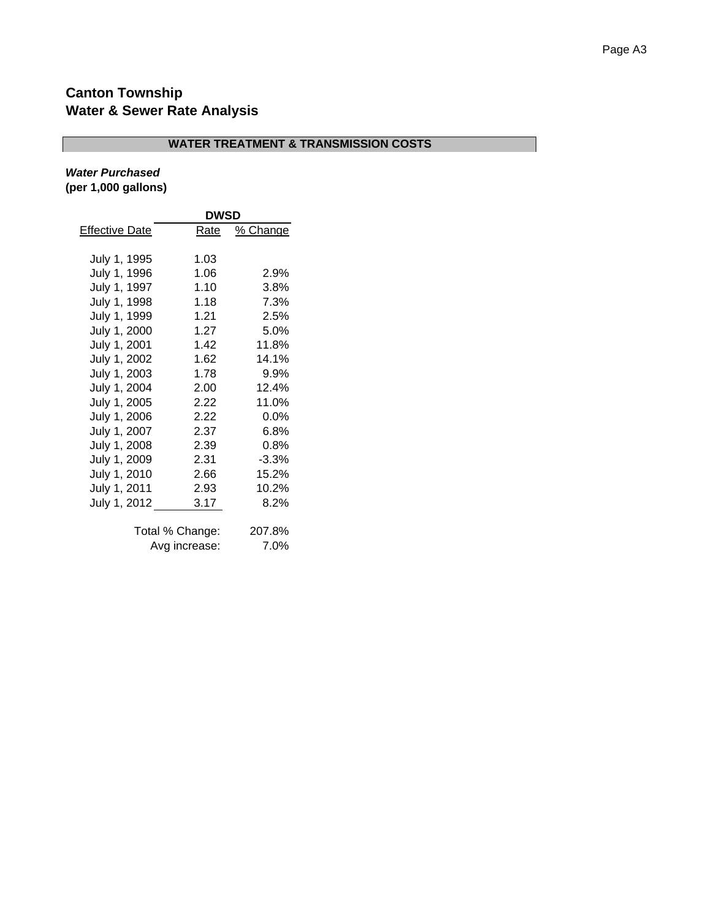# Canton Township
# Water & Sewer Rate Analysis

## WATER TREATMENT & TRANSMISSION COSTS

***Water Purchased***
**(per 1,000 gallons)**

| | DWSD | |
|---|---|---|
| Effective Date | Rate | % Change |
| July 1, 1995 | 1.03 | |
| July 1, 1996 | 1.06 | 2.9% |
| July 1, 1997 | 1.10 | 3.8% |
| July 1, 1998 | 1.18 | 7.3% |
| July 1, 1999 | 1.21 | 2.5% |
| July 1, 2000 | 1.27 | 5.0% |
| July 1, 2001 | 1.42 | 11.8% |
| July 1, 2002 | 1.62 | 14.1% |
| July 1, 2003 | 1.78 | 9.9% |
| July 1, 2004 | 2.00 | 12.4% |
| July 1, 2005 | 2.22 | 11.0% |
| July 1, 2006 | 2.22 | 0.0% |
| July 1, 2007 | 2.37 | 6.8% |
| July 1, 2008 | 2.39 | 0.8% |
| July 1, 2009 | 2.31 | -3.3% |
| July 1, 2010 | 2.66 | 15.2% |
| July 1, 2011 | 2.93 | 10.2% |
| July 1, 2012 | 3.17 | 8.2% |
| | Total % Change: | 207.8% |
| | Avg increase: | 7.0% |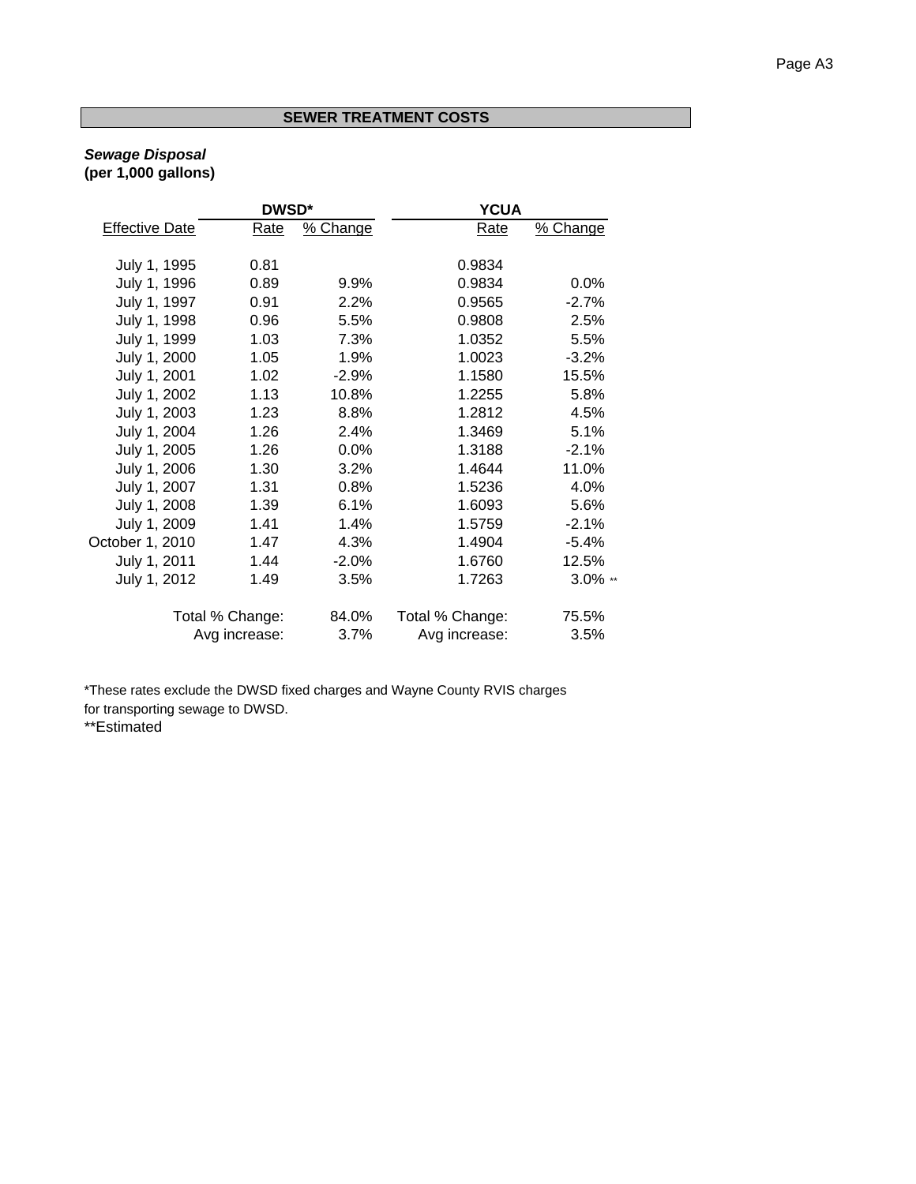## SEWER TREATMENT COSTS

***Sewage Disposal***
**(per 1,000 gallons)**

| | DWSD* | | YCUA | |
|---|---|---|---|---|
| Effective Date | Rate | % Change | Rate | % Change |
| July 1, 1995 | 0.81 | | 0.9834 | |
| July 1, 1996 | 0.89 | 9.9% | 0.9834 | 0.0% |
| July 1, 1997 | 0.91 | 2.2% | 0.9565 | -2.7% |
| July 1, 1998 | 0.96 | 5.5% | 0.9808 | 2.5% |
| July 1, 1999 | 1.03 | 7.3% | 1.0352 | 5.5% |
| July 1, 2000 | 1.05 | 1.9% | 1.0023 | -3.2% |
| July 1, 2001 | 1.02 | -2.9% | 1.1580 | 15.5% |
| July 1, 2002 | 1.13 | 10.8% | 1.2255 | 5.8% |
| July 1, 2003 | 1.23 | 8.8% | 1.2812 | 4.5% |
| July 1, 2004 | 1.26 | 2.4% | 1.3469 | 5.1% |
| July 1, 2005 | 1.26 | 0.0% | 1.3188 | -2.1% |
| July 1, 2006 | 1.30 | 3.2% | 1.4644 | 11.0% |
| July 1, 2007 | 1.31 | 0.8% | 1.5236 | 4.0% |
| July 1, 2008 | 1.39 | 6.1% | 1.6093 | 5.6% |
| July 1, 2009 | 1.41 | 1.4% | 1.5759 | -2.1% |
| October 1, 2010 | 1.47 | 4.3% | 1.4904 | -5.4% |
| July 1, 2011 | 1.44 | -2.0% | 1.6760 | 12.5% |
| July 1, 2012 | 1.49 | 3.5% | 1.7263 | 3.0% ** |
| | Total % Change: | 84.0% | Total % Change: | 75.5% |
| | Avg increase: | 3.7% | Avg increase: | 3.5% |

*These rates exclude the DWSD fixed charges and Wayne County RVIS charges for transporting sewage to DWSD.

**Estimated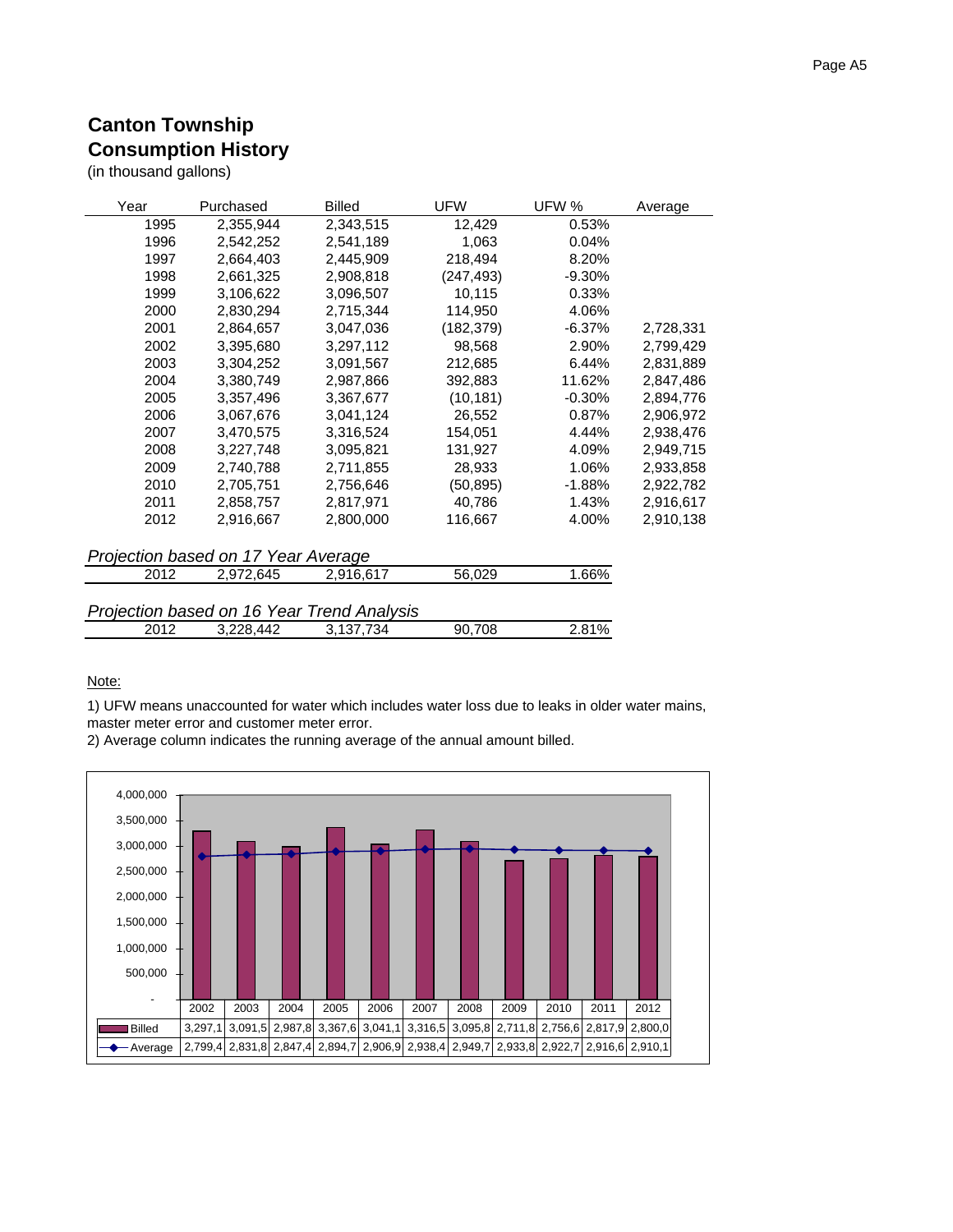# Canton Township
# Consumption History

(in thousand gallons)

| Year | Purchased | Billed | UFW | UFW % | Average |
|---|---|---|---|---|---|
| 1995 | 2,355,944 | 2,343,515 | 12,429 | 0.53% | |
| 1996 | 2,542,252 | 2,541,189 | 1,063 | 0.04% | |
| 1997 | 2,664,403 | 2,445,909 | 218,494 | 8.20% | |
| 1998 | 2,661,325 | 2,908,818 | (247,493) | -9.30% | |
| 1999 | 3,106,622 | 3,096,507 | 10,115 | 0.33% | |
| 2000 | 2,830,294 | 2,715,344 | 114,950 | 4.06% | |
| 2001 | 2,864,657 | 3,047,036 | (182,379) | -6.37% | 2,728,331 |
| 2002 | 3,395,680 | 3,297,112 | 98,568 | 2.90% | 2,799,429 |
| 2003 | 3,304,252 | 3,091,567 | 212,685 | 6.44% | 2,831,889 |
| 2004 | 3,380,749 | 2,987,866 | 392,883 | 11.62% | 2,847,486 |
| 2005 | 3,357,496 | 3,367,677 | (10,181) | -0.30% | 2,894,776 |
| 2006 | 3,067,676 | 3,041,124 | 26,552 | 0.87% | 2,906,972 |
| 2007 | 3,470,575 | 3,316,524 | 154,051 | 4.44% | 2,938,476 |
| 2008 | 3,227,748 | 3,095,821 | 131,927 | 4.09% | 2,949,715 |
| 2009 | 2,740,788 | 2,711,855 | 28,933 | 1.06% | 2,933,858 |
| 2010 | 2,705,751 | 2,756,646 | (50,895) | -1.88% | 2,922,782 |
| 2011 | 2,858,757 | 2,817,971 | 40,786 | 1.43% | 2,916,617 |
| 2012 | 2,916,667 | 2,800,000 | 116,667 | 4.00% | 2,910,138 |

*Projection based on 17 Year Average*

| Year | Purchased | Billed | UFW | UFW % |
|---|---|---|---|---|
| 2012 | 2,972,645 | 2,916,617 | 56,029 | 1.66% |

*Projection based on 16 Year Trend Analysis*

| Year | Purchased | Billed | UFW | UFW % |
|---|---|---|---|---|
| 2012 | 3,228,442 | 3,137,734 | 90,708 | 2.81% |

Note:

1) UFW means unaccounted for water which includes water loss due to leaks in older water mains, master meter error and customer meter error.

2) Average column indicates the running average of the annual amount billed.

| | 2002 | 2003 | 2004 | 2005 | 2006 | 2007 | 2008 | 2009 | 2010 | 2011 | 2012 |
|---|---|---|---|---|---|---|---|---|---|---|---|
| Billed | 3,297,1 | 3,091,5 | 2,987,8 | 3,367,6 | 3,041,1 | 3,316,5 | 3,095,8 | 2,711,8 | 2,756,6 | 2,817,9 | 2,800,0 |
| Average | 2,799,4 | 2,831,8 | 2,847,4 | 2,894,7 | 2,906,9 | 2,938,4 | 2,949,7 | 2,933,8 | 2,922,7 | 2,916,6 | 2,910,1 |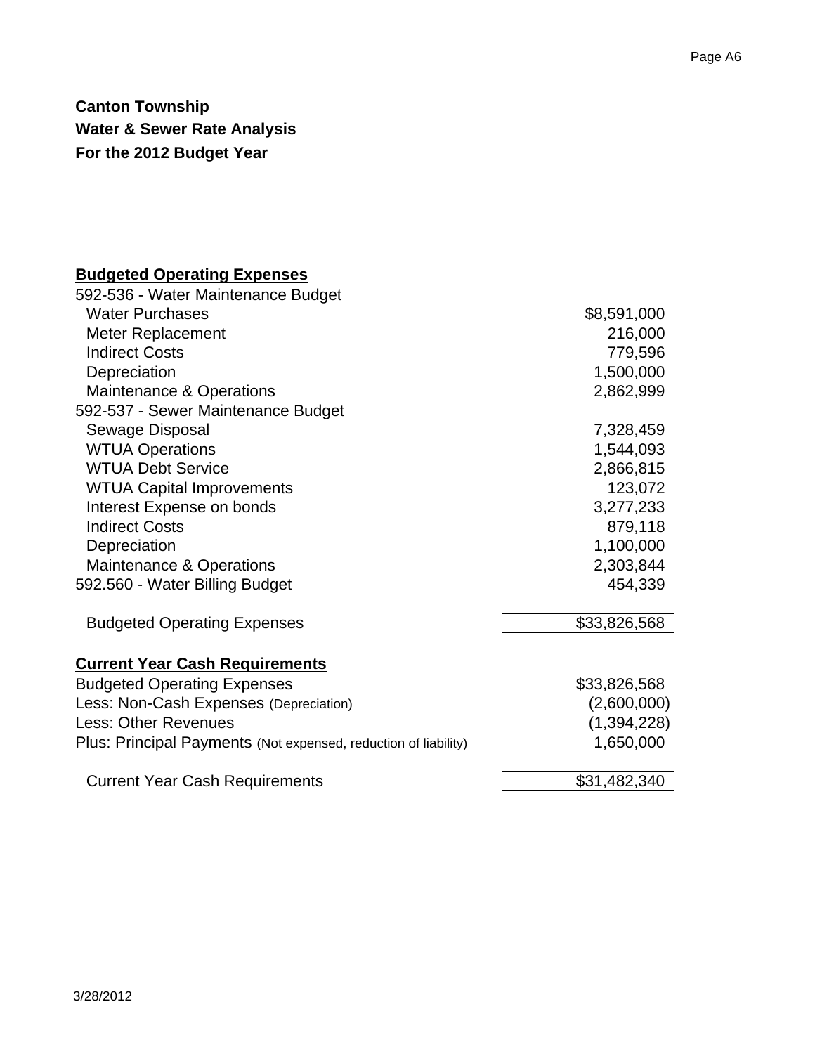**Canton Township**
**Water & Sewer Rate Analysis**
**For the 2012 Budget Year**

## Budgeted Operating Expenses

| | |
|---|---|
| 592-536 - Water Maintenance Budget | |
| Water Purchases | $8,591,000 |
| Meter Replacement | 216,000 |
| Indirect Costs | 779,596 |
| Depreciation | 1,500,000 |
| Maintenance & Operations | 2,862,999 |
| 592-537 - Sewer Maintenance Budget | |
| Sewage Disposal | 7,328,459 |
| WTUA Operations | 1,544,093 |
| WTUA Debt Service | 2,866,815 |
| WTUA Capital Improvements | 123,072 |
| Interest Expense on bonds | 3,277,233 |
| Indirect Costs | 879,118 |
| Depreciation | 1,100,000 |
| Maintenance & Operations | 2,303,844 |
| 592.560 - Water Billing Budget | 454,339 |
| Budgeted Operating Expenses | $33,826,568 |

## Current Year Cash Requirements

| | |
|---|---|
| Budgeted Operating Expenses | $33,826,568 |
| Less: Non-Cash Expenses (Depreciation) | (2,600,000) |
| Less: Other Revenues | (1,394,228) |
| Plus: Principal Payments (Not expensed, reduction of liability) | 1,650,000 |
| Current Year Cash Requirements | $31,482,340 |

3/28/2012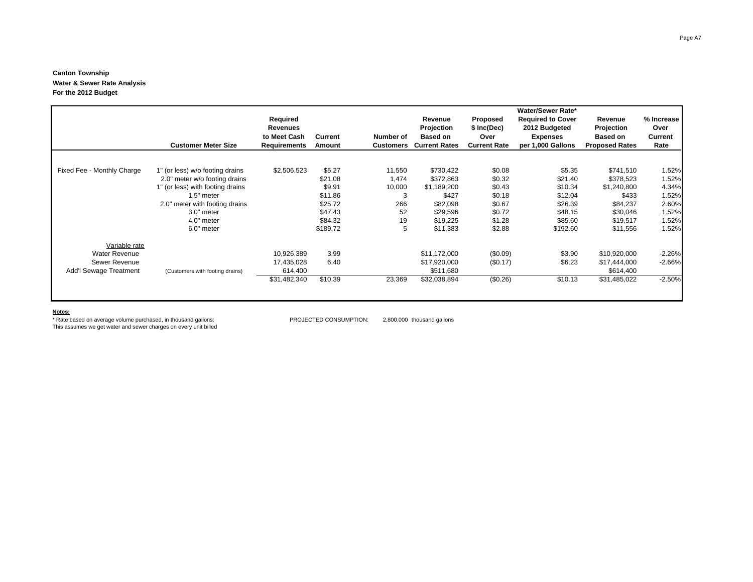**Canton Township**
**Water & Sewer Rate Analysis**
**For the 2012 Budget**

| | Customer Meter Size | Required Revenues to Meet Cash Requirements | Current Amount | Number of Customers | Revenue Projection Based on Current Rates | Proposed $ Inc(Dec) Over Current Rate | Water/Sewer Rate* Required to Cover 2012 Budgeted Expenses per 1,000 Gallons | Revenue Projection Based on Proposed Rates | % Increase Over Current Rate |
|---|---|---|---|---|---|---|---|---|---|
| Fixed Fee - Monthly Charge | 1" (or less) w/o footing drains | $2,506,523 | $5.27 | 11,550 | $730,422 | $0.08 | $5.35 | $741,510 | 1.52% |
| | 2.0" meter w/o footing drains | | $21.08 | 1,474 | $372,863 | $0.32 | $21.40 | $378,523 | 1.52% |
| | 1" (or less) with footing drains | | $9.91 | 10,000 | $1,189,200 | $0.43 | $10.34 | $1,240,800 | 4.34% |
| | 1.5" meter | | $11.86 | 3 | $427 | $0.18 | $12.04 | $433 | 1.52% |
| | 2.0" meter with footing drains | | $25.72 | 266 | $82,098 | $0.67 | $26.39 | $84,237 | 2.60% |
| | 3.0" meter | | $47.43 | 52 | $29,596 | $0.72 | $48.15 | $30,046 | 1.52% |
| | 4.0" meter | | $84.32 | 19 | $19,225 | $1.28 | $85.60 | $19,517 | 1.52% |
| | 6.0" meter | | $189.72 | 5 | $11,383 | $2.88 | $192.60 | $11,556 | 1.52% |
| Variable rate | | | | | | | | | |
| Water Revenue | | 10,926,389 | 3.99 | | $11,172,000 | ($0.09) | $3.90 | $10,920,000 | -2.26% |
| Sewer Revenue | | 17,435,028 | 6.40 | | $17,920,000 | ($0.17) | $6.23 | $17,444,000 | -2.66% |
| Add'l Sewage Treatment | (Customers with footing drains) | 614,400 | | | $511,680 | | | $614,400 | |
| | | $31,482,340 | $10.39 | 23,369 | $32,038,894 | ($0.26) | $10.13 | $31,485,022 | -2.50% |

**Notes:**

* Rate based on average volume purchased, in thousand gallons: PROJECTED CONSUMPTION: 2,800,000 thousand gallons

This assumes we get water and sewer charges on every unit billed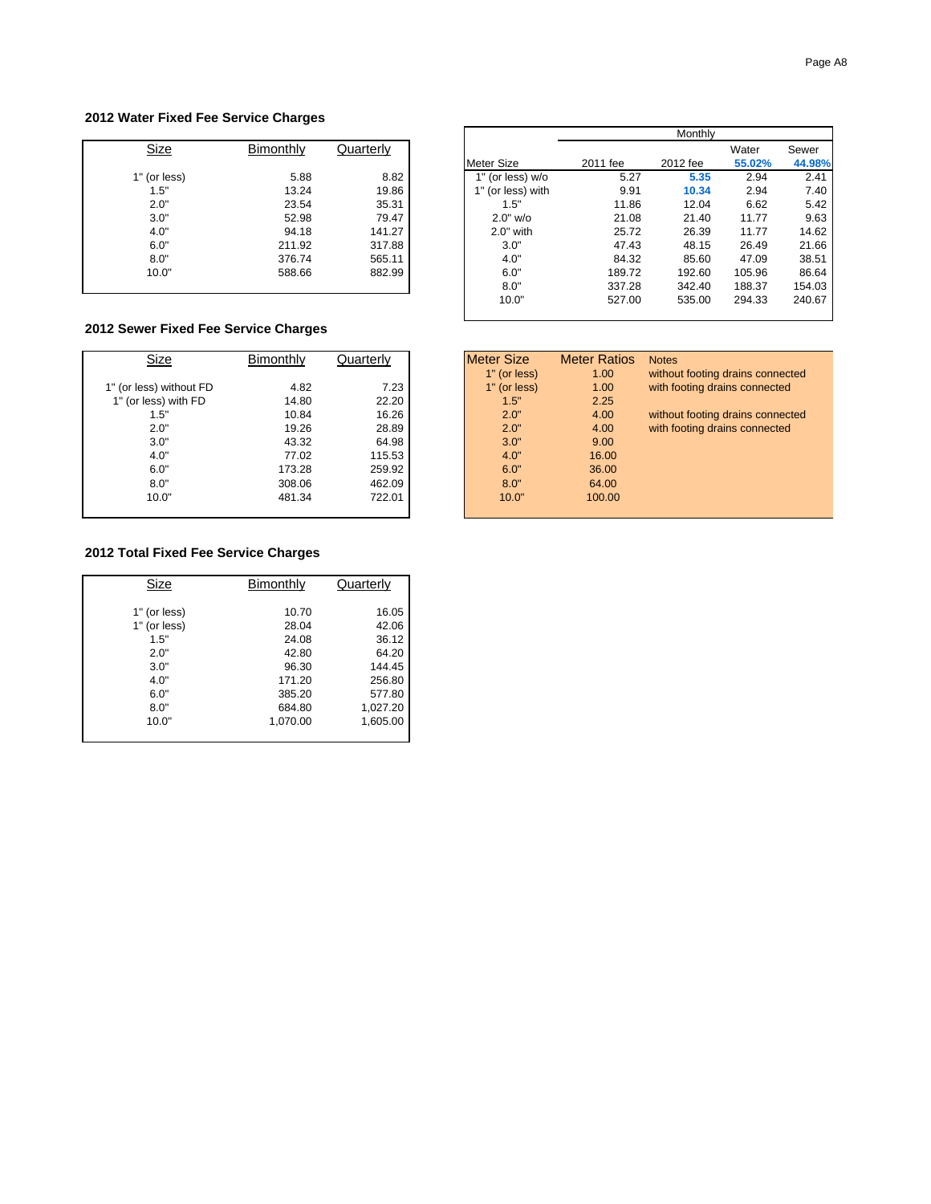### 2012 Water Fixed Fee Service Charges

| Size | Bimonthly | Quarterly |
|---|---|---|
| 1" (or less) | 5.88 | 8.82 |
| 1.5" | 13.24 | 19.86 |
| 2.0" | 23.54 | 35.31 |
| 3.0" | 52.98 | 79.47 |
| 4.0" | 94.18 | 141.27 |
| 6.0" | 211.92 | 317.88 |
| 8.0" | 376.74 | 565.11 |
| 10.0" | 588.66 | 882.99 |

| | Monthly | | | |
|---|---|---|---|---|
| | | | Water | Sewer |
| Meter Size | 2011 fee | 2012 fee | **55.02%** | **44.98%** |
| 1" (or less) w/o | 5.27 | **5.35** | 2.94 | 2.41 |
| 1" (or less) with | 9.91 | **10.34** | 2.94 | 7.40 |
| 1.5" | 11.86 | 12.04 | 6.62 | 5.42 |
| 2.0" w/o | 21.08 | 21.40 | 11.77 | 9.63 |
| 2.0" with | 25.72 | 26.39 | 11.77 | 14.62 |
| 3.0" | 47.43 | 48.15 | 26.49 | 21.66 |
| 4.0" | 84.32 | 85.60 | 47.09 | 38.51 |
| 6.0" | 189.72 | 192.60 | 105.96 | 86.64 |
| 8.0" | 337.28 | 342.40 | 188.37 | 154.03 |
| 10.0" | 527.00 | 535.00 | 294.33 | 240.67 |

### 2012 Sewer Fixed Fee Service Charges

| Size | Bimonthly | Quarterly |
|---|---|---|
| 1" (or less) without FD | 4.82 | 7.23 |
| 1" (or less) with FD | 14.80 | 22.20 |
| 1.5" | 10.84 | 16.26 |
| 2.0" | 19.26 | 28.89 |
| 3.0" | 43.32 | 64.98 |
| 4.0" | 77.02 | 115.53 |
| 6.0" | 173.28 | 259.92 |
| 8.0" | 308.06 | 462.09 |
| 10.0" | 481.34 | 722.01 |

| Meter Size | Meter Ratios | Notes |
|---|---|---|
| 1" (or less) | 1.00 | without footing drains connected |
| 1" (or less) | 1.00 | with footing drains connected |
| 1.5" | 2.25 | |
| 2.0" | 4.00 | without footing drains connected |
| 2.0" | 4.00 | with footing drains connected |
| 3.0" | 9.00 | |
| 4.0" | 16.00 | |
| 6.0" | 36.00 | |
| 8.0" | 64.00 | |
| 10.0" | 100.00 | |

### 2012 Total Fixed Fee Service Charges

| Size | Bimonthly | Quarterly |
|---|---|---|
| 1" (or less) | 10.70 | 16.05 |
| 1" (or less) | 28.04 | 42.06 |
| 1.5" | 24.08 | 36.12 |
| 2.0" | 42.80 | 64.20 |
| 3.0" | 96.30 | 144.45 |
| 4.0" | 171.20 | 256.80 |
| 6.0" | 385.20 | 577.80 |
| 8.0" | 684.80 | 1,027.20 |
| 10.0" | 1,070.00 | 1,605.00 |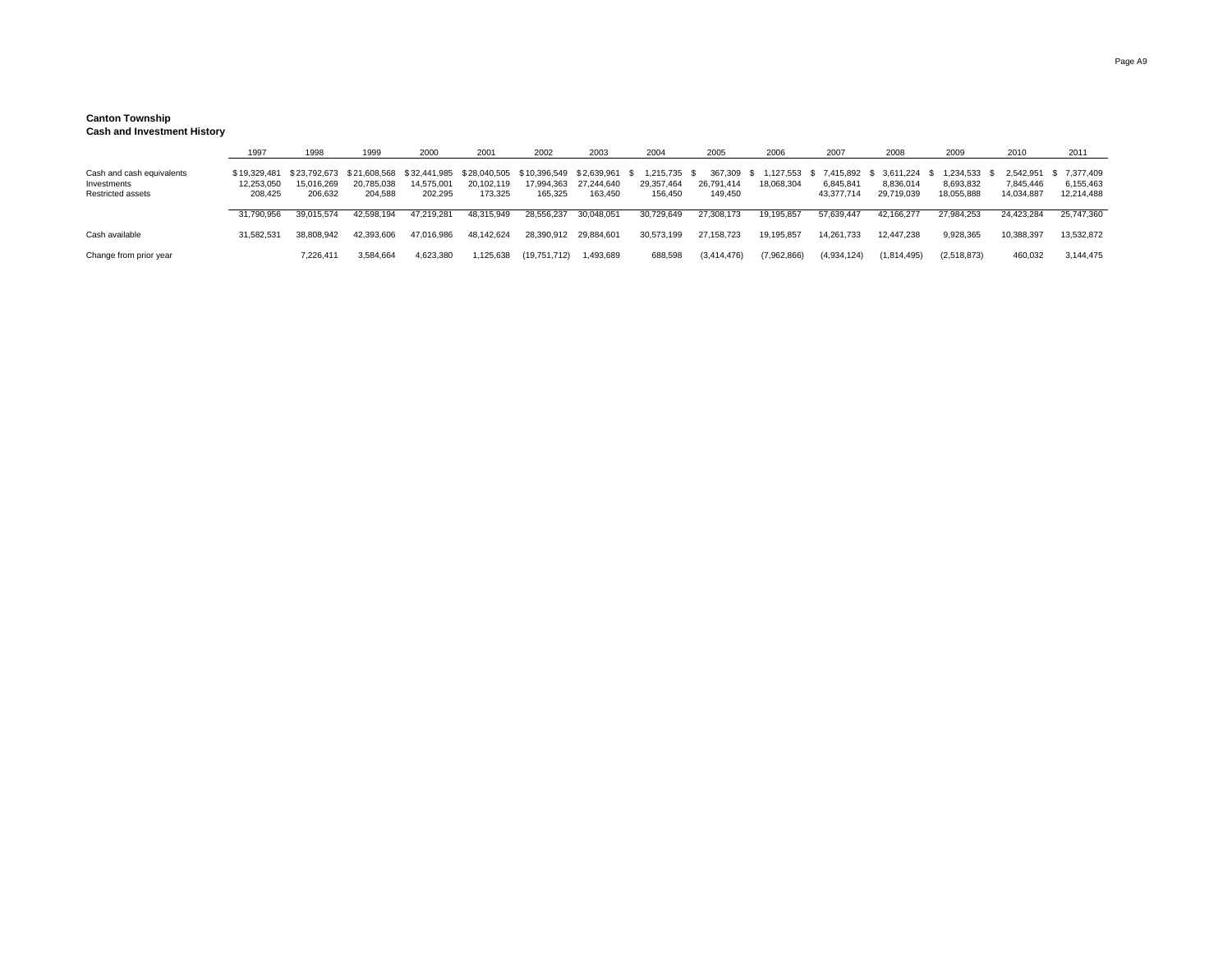**Canton Township**
**Cash and Investment History**

| | 1997 | 1998 | 1999 | 2000 | 2001 | 2002 | 2003 | 2004 | 2005 | 2006 | 2007 | 2008 | 2009 | 2010 | 2011 |
|---|---|---|---|---|---|---|---|---|---|---|---|---|---|---|---|
| Cash and cash equivalents | $ 19,329,481 | $ 23,792,673 | $ 21,608,568 | $ 32,441,985 | $ 28,040,505 | $ 10,396,549 | $ 2,639,961 | $ 1,215,735 | $ 367,309 | $ 1,127,553 | $ 7,415,892 | $ 3,611,224 | $ 1,234,533 | $ 2,542,951 | $ 7,377,409 |
| Investments | 12,253,050 | 15,016,269 | 20,785,038 | 14,575,001 | 20,102,119 | 17,994,363 | 27,244,640 | 29,357,464 | 26,791,414 | 18,068,304 | 6,845,841 | 8,836,014 | 8,693,832 | 7,845,446 | 6,155,463 |
| Restricted assets | 208,425 | 206,632 | 204,588 | 202,295 | 173,325 | 165,325 | 163,450 | 156,450 | 149,450 | | 43,377,714 | 29,719,039 | 18,055,888 | 14,034,887 | 12,214,488 |
| | 31,790,956 | 39,015,574 | 42,598,194 | 47,219,281 | 48,315,949 | 28,556,237 | 30,048,051 | 30,729,649 | 27,308,173 | 19,195,857 | 57,639,447 | 42,166,277 | 27,984,253 | 24,423,284 | 25,747,360 |
| Cash available | 31,582,531 | 38,808,942 | 42,393,606 | 47,016,986 | 48,142,624 | 28,390,912 | 29,884,601 | 30,573,199 | 27,158,723 | 19,195,857 | 14,261,733 | 12,447,238 | 9,928,365 | 10,388,397 | 13,532,872 |
| Change from prior year | | 7,226,411 | 3,584,664 | 4,623,380 | 1,125,638 | (19,751,712) | 1,493,689 | 688,598 | (3,414,476) | (7,962,866) | (4,934,124) | (1,814,495) | (2,518,873) | 460,032 | 3,144,475 |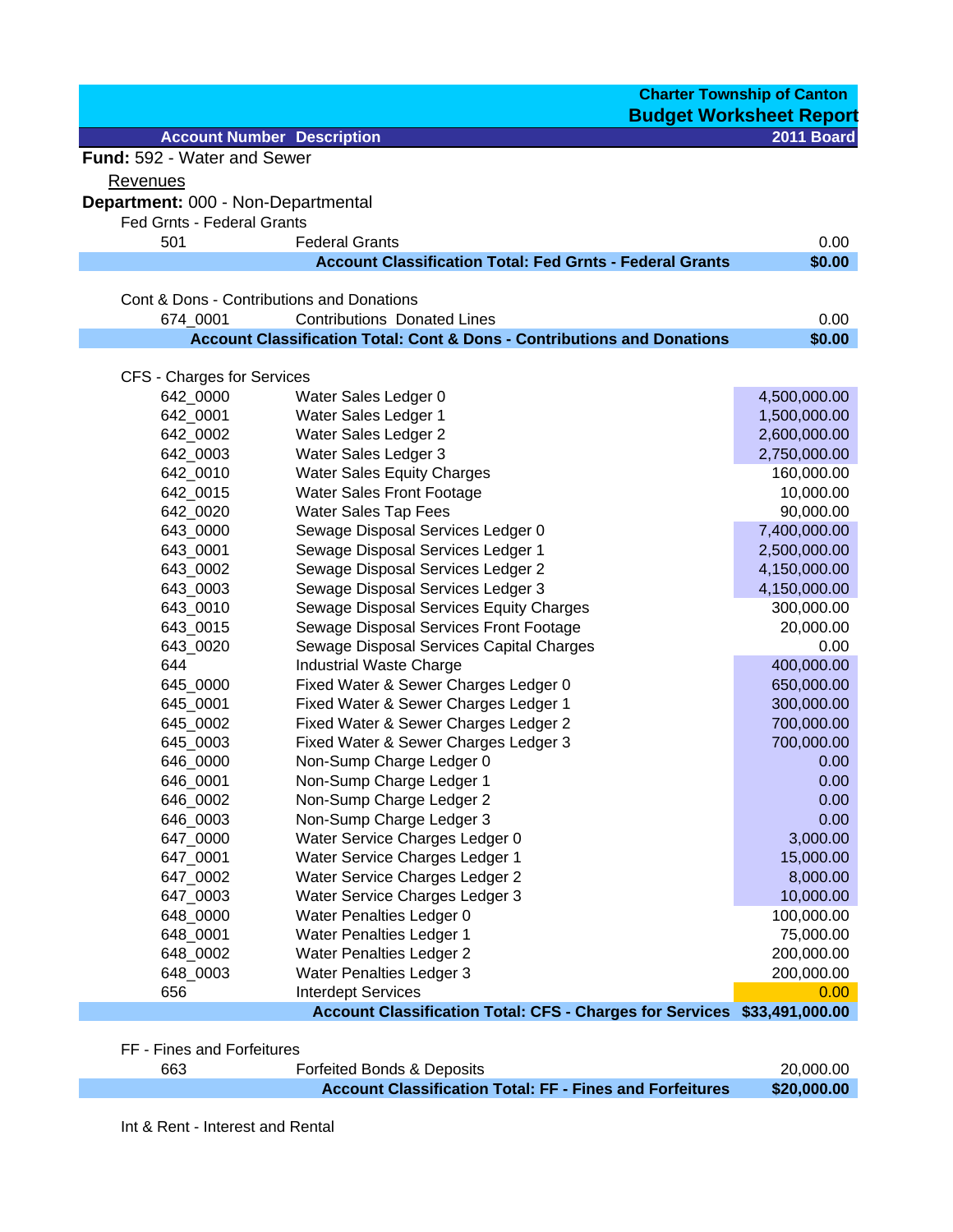**Charter Township of Canton**

## Budget Worksheet Report

| Account Number | Description | 2011 Board |
|---|---|---|
| **Fund:** 592 - Water and Sewer | | |
| Revenues | | |
| **Department:** 000 - Non-Departmental | | |
| Fed Grnts - Federal Grants | | |
| 501 | Federal Grants | 0.00 |
| | **Account Classification Total: Fed Grnts - Federal Grants** | **$0.00** |
| Cont & Dons - Contributions and Donations | | |
| 674_0001 | Contributions Donated Lines | 0.00 |
| | **Account Classification Total: Cont & Dons - Contributions and Donations** | **$0.00** |
| CFS - Charges for Services | | |
| 642_0000 | Water Sales Ledger 0 | 4,500,000.00 |
| 642_0001 | Water Sales Ledger 1 | 1,500,000.00 |
| 642_0002 | Water Sales Ledger 2 | 2,600,000.00 |
| 642_0003 | Water Sales Ledger 3 | 2,750,000.00 |
| 642_0010 | Water Sales Equity Charges | 160,000.00 |
| 642_0015 | Water Sales Front Footage | 10,000.00 |
| 642_0020 | Water Sales Tap Fees | 90,000.00 |
| 643_0000 | Sewage Disposal Services Ledger 0 | 7,400,000.00 |
| 643_0001 | Sewage Disposal Services Ledger 1 | 2,500,000.00 |
| 643_0002 | Sewage Disposal Services Ledger 2 | 4,150,000.00 |
| 643_0003 | Sewage Disposal Services Ledger 3 | 4,150,000.00 |
| 643_0010 | Sewage Disposal Services Equity Charges | 300,000.00 |
| 643_0015 | Sewage Disposal Services Front Footage | 20,000.00 |
| 643_0020 | Sewage Disposal Services Capital Charges | 0.00 |
| 644 | Industrial Waste Charge | 400,000.00 |
| 645_0000 | Fixed Water & Sewer Charges Ledger 0 | 650,000.00 |
| 645_0001 | Fixed Water & Sewer Charges Ledger 1 | 300,000.00 |
| 645_0002 | Fixed Water & Sewer Charges Ledger 2 | 700,000.00 |
| 645_0003 | Fixed Water & Sewer Charges Ledger 3 | 700,000.00 |
| 646_0000 | Non-Sump Charge Ledger 0 | 0.00 |
| 646_0001 | Non-Sump Charge Ledger 1 | 0.00 |
| 646_0002 | Non-Sump Charge Ledger 2 | 0.00 |
| 646_0003 | Non-Sump Charge Ledger 3 | 0.00 |
| 647_0000 | Water Service Charges Ledger 0 | 3,000.00 |
| 647_0001 | Water Service Charges Ledger 1 | 15,000.00 |
| 647_0002 | Water Service Charges Ledger 2 | 8,000.00 |
| 647_0003 | Water Service Charges Ledger 3 | 10,000.00 |
| 648_0000 | Water Penalties Ledger 0 | 100,000.00 |
| 648_0001 | Water Penalties Ledger 1 | 75,000.00 |
| 648_0002 | Water Penalties Ledger 2 | 200,000.00 |
| 648_0003 | Water Penalties Ledger 3 | 200,000.00 |
| 656 | Interdept Services | 0.00 |
| | **Account Classification Total: CFS - Charges for Services** | **$33,491,000.00** |
| FF - Fines and Forfeitures | | |
| 663 | Forfeited Bonds & Deposits | 20,000.00 |
| | **Account Classification Total: FF - Fines and Forfeitures** | **$20,000.00** |
| Int & Rent - Interest and Rental | | |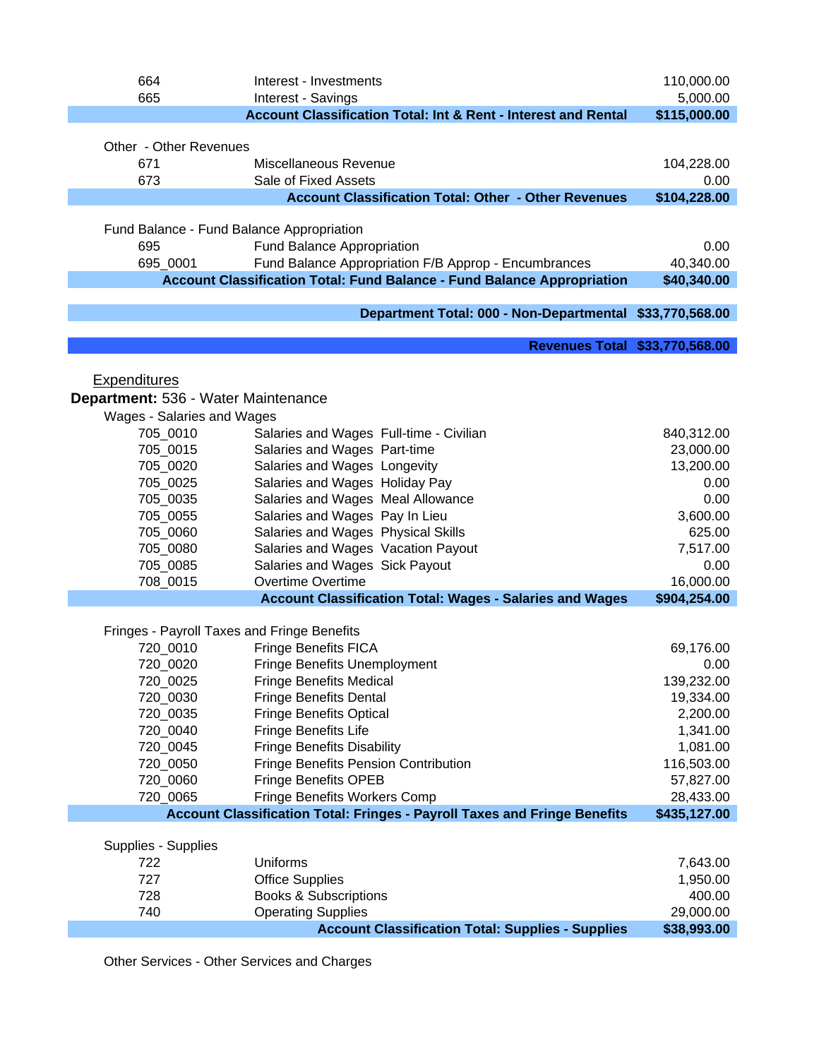| | | |
|---|---|---|
| 664 | Interest - Investments | 110,000.00 |
| 665 | Interest - Savings | 5,000.00 |
| | **Account Classification Total: Int & Rent - Interest and Rental** | **$115,000.00** |

Other - Other Revenues

| | | |
|---|---|---|
| 671 | Miscellaneous Revenue | 104,228.00 |
| 673 | Sale of Fixed Assets | 0.00 |
| | **Account Classification Total: Other - Other Revenues** | **$104,228.00** |

Fund Balance - Fund Balance Appropriation

| | | |
|---|---|---|
| 695 | Fund Balance Appropriation | 0.00 |
| 695_0001 | Fund Balance Appropriation F/B Approp - Encumbrances | 40,340.00 |
| | **Account Classification Total: Fund Balance - Fund Balance Appropriation** | **$40,340.00** |

| | |
|---|---|
| **Department Total: 000 - Non-Departmental** | **$33,770,568.00** |
| **Revenues Total** | **$33,770,568.00** |

Expenditures

**Department:** 536 - Water Maintenance

Wages - Salaries and Wages

| | | |
|---|---|---|
| 705_0010 | Salaries and Wages Full-time - Civilian | 840,312.00 |
| 705_0015 | Salaries and Wages Part-time | 23,000.00 |
| 705_0020 | Salaries and Wages Longevity | 13,200.00 |
| 705_0025 | Salaries and Wages Holiday Pay | 0.00 |
| 705_0035 | Salaries and Wages Meal Allowance | 0.00 |
| 705_0055 | Salaries and Wages Pay In Lieu | 3,600.00 |
| 705_0060 | Salaries and Wages Physical Skills | 625.00 |
| 705_0080 | Salaries and Wages Vacation Payout | 7,517.00 |
| 705_0085 | Salaries and Wages Sick Payout | 0.00 |
| 708_0015 | Overtime Overtime | 16,000.00 |
| | **Account Classification Total: Wages - Salaries and Wages** | **$904,254.00** |

Fringes - Payroll Taxes and Fringe Benefits

| | | |
|---|---|---|
| 720_0010 | Fringe Benefits FICA | 69,176.00 |
| 720_0020 | Fringe Benefits Unemployment | 0.00 |
| 720_0025 | Fringe Benefits Medical | 139,232.00 |
| 720_0030 | Fringe Benefits Dental | 19,334.00 |
| 720_0035 | Fringe Benefits Optical | 2,200.00 |
| 720_0040 | Fringe Benefits Life | 1,341.00 |
| 720_0045 | Fringe Benefits Disability | 1,081.00 |
| 720_0050 | Fringe Benefits Pension Contribution | 116,503.00 |
| 720_0060 | Fringe Benefits OPEB | 57,827.00 |
| 720_0065 | Fringe Benefits Workers Comp | 28,433.00 |
| | **Account Classification Total: Fringes - Payroll Taxes and Fringe Benefits** | **$435,127.00** |

Supplies - Supplies

| | | |
|---|---|---|
| 722 | Uniforms | 7,643.00 |
| 727 | Office Supplies | 1,950.00 |
| 728 | Books & Subscriptions | 400.00 |
| 740 | Operating Supplies | 29,000.00 |
| | **Account Classification Total: Supplies - Supplies** | **$38,993.00** |

Other Services - Other Services and Charges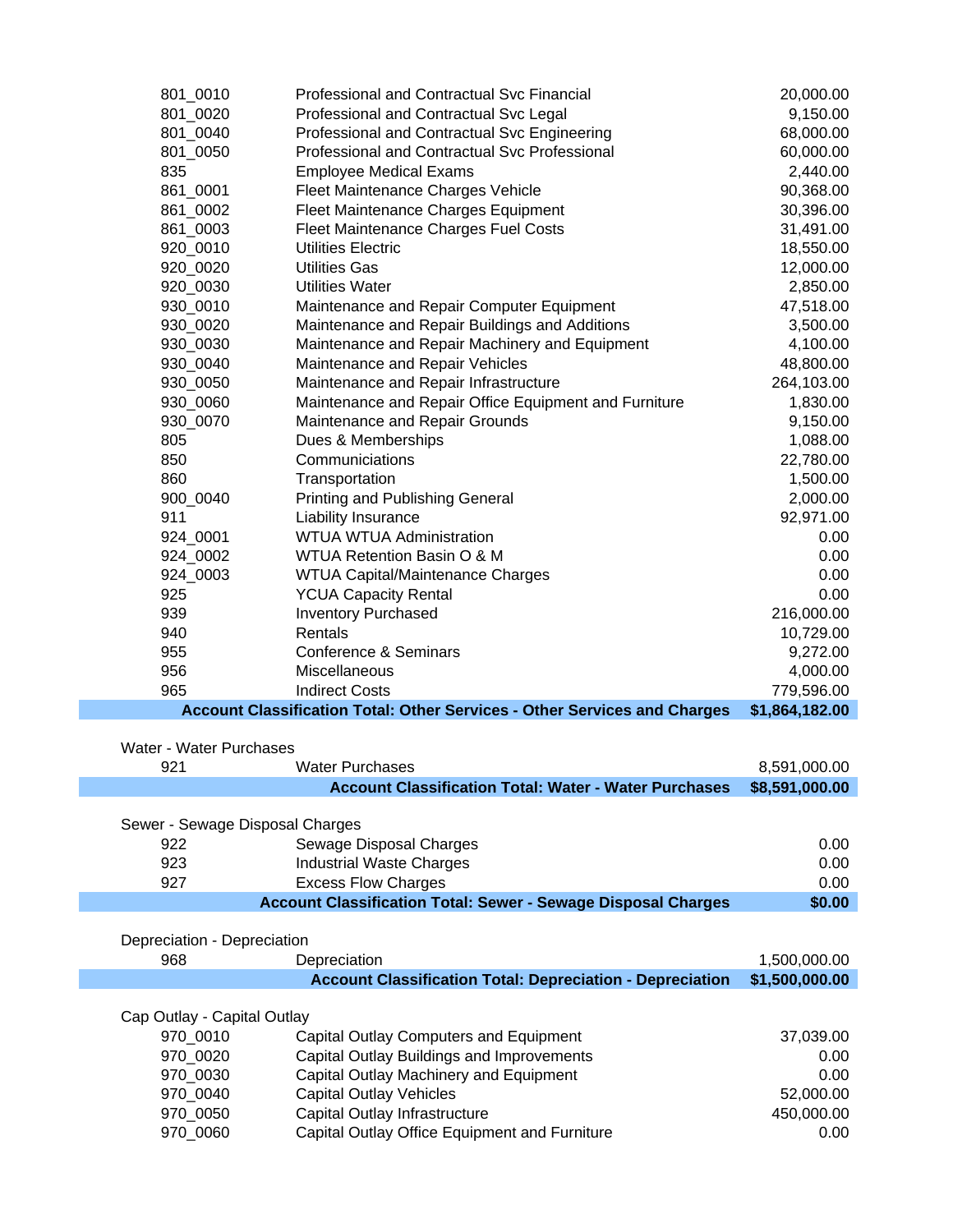| | | |
|---|---|---|
| 801_0010 | Professional and Contractual Svc Financial | 20,000.00 |
| 801_0020 | Professional and Contractual Svc Legal | 9,150.00 |
| 801_0040 | Professional and Contractual Svc Engineering | 68,000.00 |
| 801_0050 | Professional and Contractual Svc Professional | 60,000.00 |
| 835 | Employee Medical Exams | 2,440.00 |
| 861_0001 | Fleet Maintenance Charges Vehicle | 90,368.00 |
| 861_0002 | Fleet Maintenance Charges Equipment | 30,396.00 |
| 861_0003 | Fleet Maintenance Charges Fuel Costs | 31,491.00 |
| 920_0010 | Utilities Electric | 18,550.00 |
| 920_0020 | Utilities Gas | 12,000.00 |
| 920_0030 | Utilities Water | 2,850.00 |
| 930_0010 | Maintenance and Repair Computer Equipment | 47,518.00 |
| 930_0020 | Maintenance and Repair Buildings and Additions | 3,500.00 |
| 930_0030 | Maintenance and Repair Machinery and Equipment | 4,100.00 |
| 930_0040 | Maintenance and Repair Vehicles | 48,800.00 |
| 930_0050 | Maintenance and Repair Infrastructure | 264,103.00 |
| 930_0060 | Maintenance and Repair Office Equipment and Furniture | 1,830.00 |
| 930_0070 | Maintenance and Repair Grounds | 9,150.00 |
| 805 | Dues & Memberships | 1,088.00 |
| 850 | Communiciations | 22,780.00 |
| 860 | Transportation | 1,500.00 |
| 900_0040 | Printing and Publishing General | 2,000.00 |
| 911 | Liability Insurance | 92,971.00 |
| 924_0001 | WTUA WTUA Administration | 0.00 |
| 924_0002 | WTUA Retention Basin O & M | 0.00 |
| 924_0003 | WTUA Capital/Maintenance Charges | 0.00 |
| 925 | YCUA Capacity Rental | 0.00 |
| 939 | Inventory Purchased | 216,000.00 |
| 940 | Rentals | 10,729.00 |
| 955 | Conference & Seminars | 9,272.00 |
| 956 | Miscellaneous | 4,000.00 |
| 965 | Indirect Costs | 779,596.00 |
| | **Account Classification Total: Other Services - Other Services and Charges** | **$1,864,182.00** |

Water - Water Purchases

| | | |
|---|---|---|
| 921 | Water Purchases | 8,591,000.00 |
| | **Account Classification Total: Water - Water Purchases** | **$8,591,000.00** |

Sewer - Sewage Disposal Charges

| | | |
|---|---|---|
| 922 | Sewage Disposal Charges | 0.00 |
| 923 | Industrial Waste Charges | 0.00 |
| 927 | Excess Flow Charges | 0.00 |
| | **Account Classification Total: Sewer - Sewage Disposal Charges** | **$0.00** |

Depreciation - Depreciation

| | | |
|---|---|---|
| 968 | Depreciation | 1,500,000.00 |
| | **Account Classification Total: Depreciation - Depreciation** | **$1,500,000.00** |

Cap Outlay - Capital Outlay

| | | |
|---|---|---|
| 970_0010 | Capital Outlay Computers and Equipment | 37,039.00 |
| 970_0020 | Capital Outlay Buildings and Improvements | 0.00 |
| 970_0030 | Capital Outlay Machinery and Equipment | 0.00 |
| 970_0040 | Capital Outlay Vehicles | 52,000.00 |
| 970_0050 | Capital Outlay Infrastructure | 450,000.00 |
| 970_0060 | Capital Outlay Office Equipment and Furniture | 0.00 |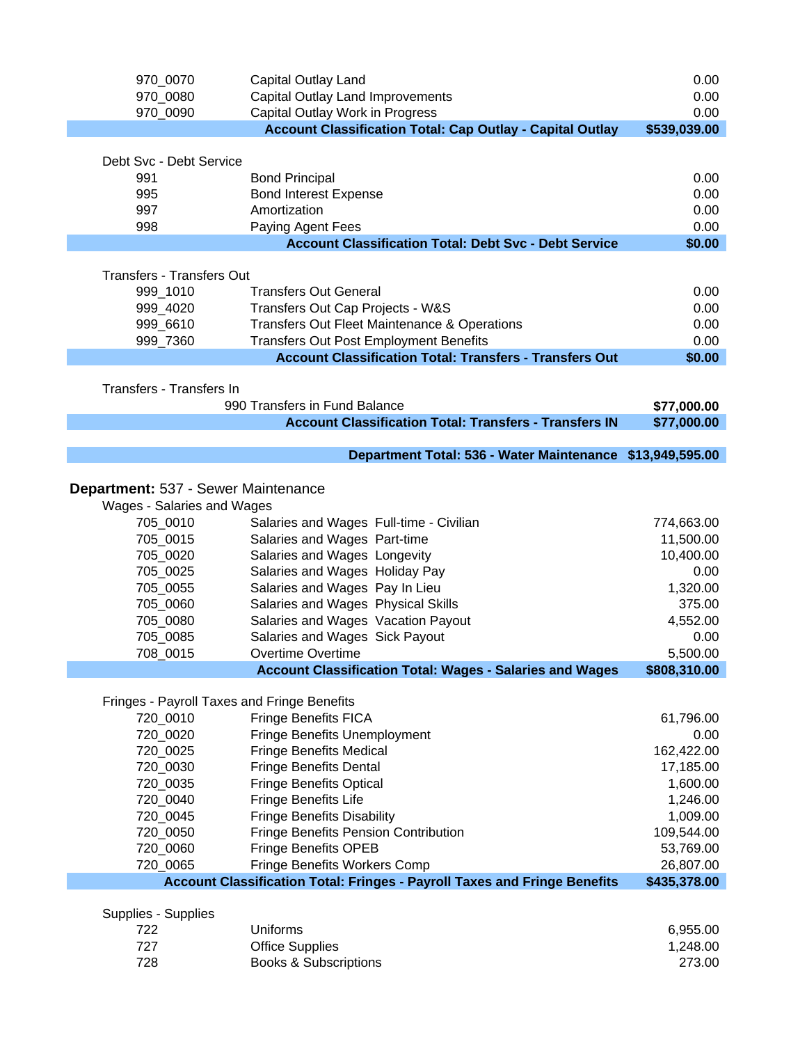| Account | Description | Amount |
|---|---|---|
| 970_0070 | Capital Outlay Land | 0.00 |
| 970_0080 | Capital Outlay Land Improvements | 0.00 |
| 970_0090 | Capital Outlay Work in Progress | 0.00 |
| | **Account Classification Total: Cap Outlay - Capital Outlay** | **$539,039.00** |

Debt Svc - Debt Service

| Account | Description | Amount |
|---|---|---|
| 991 | Bond Principal | 0.00 |
| 995 | Bond Interest Expense | 0.00 |
| 997 | Amortization | 0.00 |
| 998 | Paying Agent Fees | 0.00 |
| | **Account Classification Total: Debt Svc - Debt Service** | **$0.00** |

Transfers - Transfers Out

| Account | Description | Amount |
|---|---|---|
| 999_1010 | Transfers Out General | 0.00 |
| 999_4020 | Transfers Out Cap Projects - W&S | 0.00 |
| 999_6610 | Transfers Out Fleet Maintenance & Operations | 0.00 |
| 999_7360 | Transfers Out Post Employment Benefits | 0.00 |
| | **Account Classification Total: Transfers - Transfers Out** | **$0.00** |

Transfers - Transfers In

| Account | Description | Amount |
|---|---|---|
| | 990 Transfers in Fund Balance | **$77,000.00** |
| | **Account Classification Total: Transfers - Transfers IN** | **$77,000.00** |

| | | |
|---|---|---|
| | **Department Total: 536 - Water Maintenance** | **$13,949,595.00** |

**Department:** 537 - Sewer Maintenance

Wages - Salaries and Wages

| Account | Description | Amount |
|---|---|---|
| 705_0010 | Salaries and Wages Full-time - Civilian | 774,663.00 |
| 705_0015 | Salaries and Wages Part-time | 11,500.00 |
| 705_0020 | Salaries and Wages Longevity | 10,400.00 |
| 705_0025 | Salaries and Wages Holiday Pay | 0.00 |
| 705_0055 | Salaries and Wages Pay In Lieu | 1,320.00 |
| 705_0060 | Salaries and Wages Physical Skills | 375.00 |
| 705_0080 | Salaries and Wages Vacation Payout | 4,552.00 |
| 705_0085 | Salaries and Wages Sick Payout | 0.00 |
| 708_0015 | Overtime Overtime | 5,500.00 |
| | **Account Classification Total: Wages - Salaries and Wages** | **$808,310.00** |

Fringes - Payroll Taxes and Fringe Benefits

| Account | Description | Amount |
|---|---|---|
| 720_0010 | Fringe Benefits FICA | 61,796.00 |
| 720_0020 | Fringe Benefits Unemployment | 0.00 |
| 720_0025 | Fringe Benefits Medical | 162,422.00 |
| 720_0030 | Fringe Benefits Dental | 17,185.00 |
| 720_0035 | Fringe Benefits Optical | 1,600.00 |
| 720_0040 | Fringe Benefits Life | 1,246.00 |
| 720_0045 | Fringe Benefits Disability | 1,009.00 |
| 720_0050 | Fringe Benefits Pension Contribution | 109,544.00 |
| 720_0060 | Fringe Benefits OPEB | 53,769.00 |
| 720_0065 | Fringe Benefits Workers Comp | 26,807.00 |
| | **Account Classification Total: Fringes - Payroll Taxes and Fringe Benefits** | **$435,378.00** |

Supplies - Supplies

| Account | Description | Amount |
|---|---|---|
| 722 | Uniforms | 6,955.00 |
| 727 | Office Supplies | 1,248.00 |
| 728 | Books & Subscriptions | 273.00 |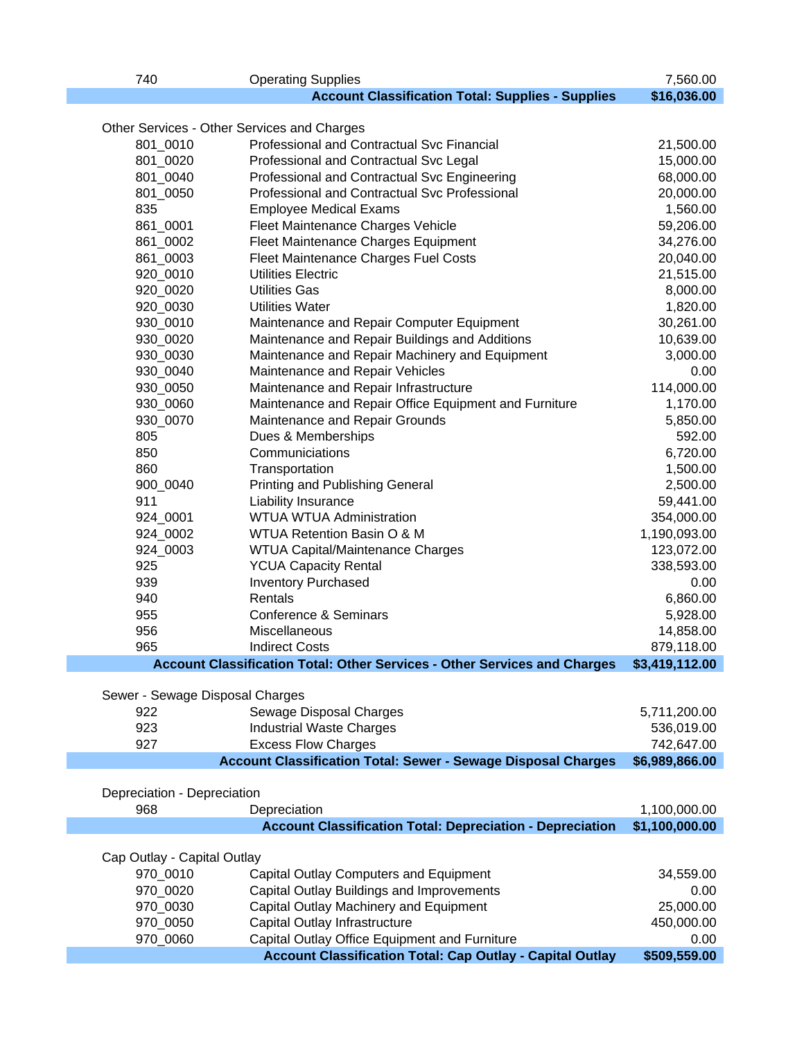| | | |
|---|---|---|
| 740 | Operating Supplies | 7,560.00 |
| | **Account Classification Total: Supplies - Supplies** | **$16,036.00** |
| | | |
| Other Services - Other Services and Charges | | |
| 801_0010 | Professional and Contractual Svc Financial | 21,500.00 |
| 801_0020 | Professional and Contractual Svc Legal | 15,000.00 |
| 801_0040 | Professional and Contractual Svc Engineering | 68,000.00 |
| 801_0050 | Professional and Contractual Svc Professional | 20,000.00 |
| 835 | Employee Medical Exams | 1,560.00 |
| 861_0001 | Fleet Maintenance Charges Vehicle | 59,206.00 |
| 861_0002 | Fleet Maintenance Charges Equipment | 34,276.00 |
| 861_0003 | Fleet Maintenance Charges Fuel Costs | 20,040.00 |
| 920_0010 | Utilities Electric | 21,515.00 |
| 920_0020 | Utilities Gas | 8,000.00 |
| 920_0030 | Utilities Water | 1,820.00 |
| 930_0010 | Maintenance and Repair Computer Equipment | 30,261.00 |
| 930_0020 | Maintenance and Repair Buildings and Additions | 10,639.00 |
| 930_0030 | Maintenance and Repair Machinery and Equipment | 3,000.00 |
| 930_0040 | Maintenance and Repair Vehicles | 0.00 |
| 930_0050 | Maintenance and Repair Infrastructure | 114,000.00 |
| 930_0060 | Maintenance and Repair Office Equipment and Furniture | 1,170.00 |
| 930_0070 | Maintenance and Repair Grounds | 5,850.00 |
| 805 | Dues & Memberships | 592.00 |
| 850 | Communiciations | 6,720.00 |
| 860 | Transportation | 1,500.00 |
| 900_0040 | Printing and Publishing General | 2,500.00 |
| 911 | Liability Insurance | 59,441.00 |
| 924_0001 | WTUA WTUA Administration | 354,000.00 |
| 924_0002 | WTUA Retention Basin O & M | 1,190,093.00 |
| 924_0003 | WTUA Capital/Maintenance Charges | 123,072.00 |
| 925 | YCUA Capacity Rental | 338,593.00 |
| 939 | Inventory Purchased | 0.00 |
| 940 | Rentals | 6,860.00 |
| 955 | Conference & Seminars | 5,928.00 |
| 956 | Miscellaneous | 14,858.00 |
| 965 | Indirect Costs | 879,118.00 |
| | **Account Classification Total: Other Services - Other Services and Charges** | **$3,419,112.00** |
| | | |
| Sewer - Sewage Disposal Charges | | |
| 922 | Sewage Disposal Charges | 5,711,200.00 |
| 923 | Industrial Waste Charges | 536,019.00 |
| 927 | Excess Flow Charges | 742,647.00 |
| | **Account Classification Total: Sewer - Sewage Disposal Charges** | **$6,989,866.00** |
| | | |
| Depreciation - Depreciation | | |
| 968 | Depreciation | 1,100,000.00 |
| | **Account Classification Total: Depreciation - Depreciation** | **$1,100,000.00** |
| | | |
| Cap Outlay - Capital Outlay | | |
| 970_0010 | Capital Outlay Computers and Equipment | 34,559.00 |
| 970_0020 | Capital Outlay Buildings and Improvements | 0.00 |
| 970_0030 | Capital Outlay Machinery and Equipment | 25,000.00 |
| 970_0050 | Capital Outlay Infrastructure | 450,000.00 |
| 970_0060 | Capital Outlay Office Equipment and Furniture | 0.00 |
| | **Account Classification Total: Cap Outlay - Capital Outlay** | **$509,559.00** |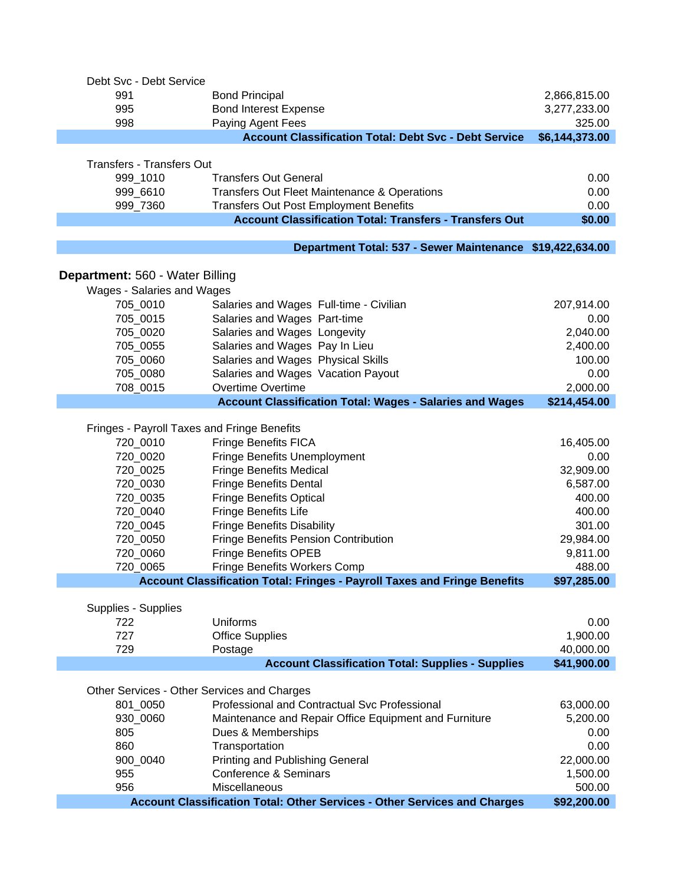Debt Svc - Debt Service

| | | |
|---|---|---|
| 991 | Bond Principal | 2,866,815.00 |
| 995 | Bond Interest Expense | 3,277,233.00 |
| 998 | Paying Agent Fees | 325.00 |
| | **Account Classification Total: Debt Svc - Debt Service** | **$6,144,373.00** |

Transfers - Transfers Out

| | | |
|---|---|---|
| 999_1010 | Transfers Out General | 0.00 |
| 999_6610 | Transfers Out Fleet Maintenance & Operations | 0.00 |
| 999_7360 | Transfers Out Post Employment Benefits | 0.00 |
| | **Account Classification Total: Transfers - Transfers Out** | **$0.00** |

| | |
|---|---|
| **Department Total: 537 - Sewer Maintenance** | **$19,422,634.00** |

**Department:** 560 - Water Billing

Wages - Salaries and Wages

| | | |
|---|---|---|
| 705_0010 | Salaries and Wages Full-time - Civilian | 207,914.00 |
| 705_0015 | Salaries and Wages Part-time | 0.00 |
| 705_0020 | Salaries and Wages Longevity | 2,040.00 |
| 705_0055 | Salaries and Wages Pay In Lieu | 2,400.00 |
| 705_0060 | Salaries and Wages Physical Skills | 100.00 |
| 705_0080 | Salaries and Wages Vacation Payout | 0.00 |
| 708_0015 | Overtime Overtime | 2,000.00 |
| | **Account Classification Total: Wages - Salaries and Wages** | **$214,454.00** |

Fringes - Payroll Taxes and Fringe Benefits

| | | |
|---|---|---|
| 720_0010 | Fringe Benefits FICA | 16,405.00 |
| 720_0020 | Fringe Benefits Unemployment | 0.00 |
| 720_0025 | Fringe Benefits Medical | 32,909.00 |
| 720_0030 | Fringe Benefits Dental | 6,587.00 |
| 720_0035 | Fringe Benefits Optical | 400.00 |
| 720_0040 | Fringe Benefits Life | 400.00 |
| 720_0045 | Fringe Benefits Disability | 301.00 |
| 720_0050 | Fringe Benefits Pension Contribution | 29,984.00 |
| 720_0060 | Fringe Benefits OPEB | 9,811.00 |
| 720_0065 | Fringe Benefits Workers Comp | 488.00 |
| | **Account Classification Total: Fringes - Payroll Taxes and Fringe Benefits** | **$97,285.00** |

Supplies - Supplies

| | | |
|---|---|---|
| 722 | Uniforms | 0.00 |
| 727 | Office Supplies | 1,900.00 |
| 729 | Postage | 40,000.00 |
| | **Account Classification Total: Supplies - Supplies** | **$41,900.00** |

Other Services - Other Services and Charges

| | | |
|---|---|---|
| 801_0050 | Professional and Contractual Svc Professional | 63,000.00 |
| 930_0060 | Maintenance and Repair Office Equipment and Furniture | 5,200.00 |
| 805 | Dues & Memberships | 0.00 |
| 860 | Transportation | 0.00 |
| 900_0040 | Printing and Publishing General | 22,000.00 |
| 955 | Conference & Seminars | 1,500.00 |
| 956 | Miscellaneous | 500.00 |
| | **Account Classification Total: Other Services - Other Services and Charges** | **$92,200.00** |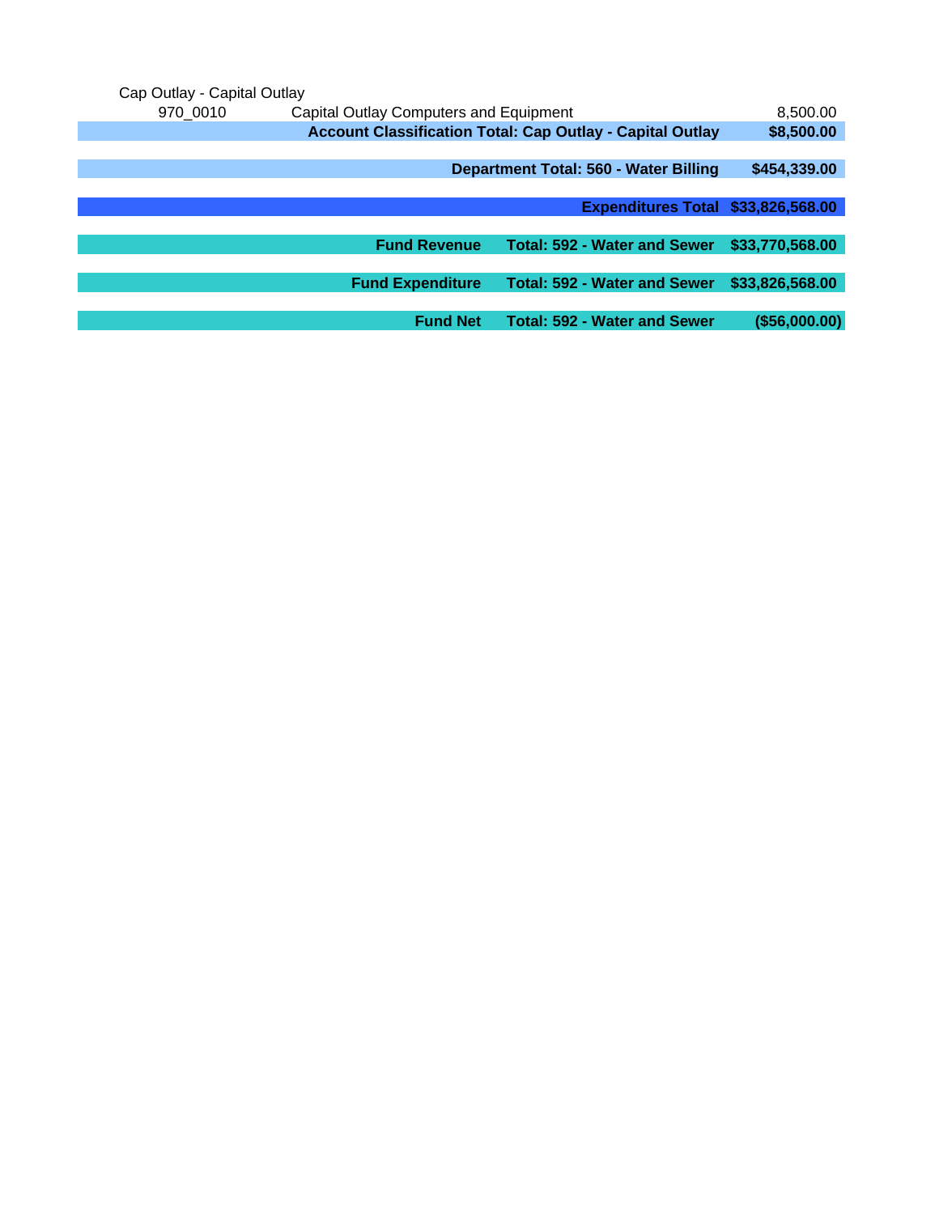| Account | Description | Amount |
|---|---|---|
| Cap Outlay - Capital Outlay | | |
| 970_0010 | Capital Outlay Computers and Equipment | 8,500.00 |
| | **Account Classification Total: Cap Outlay - Capital Outlay** | **$8,500.00** |
| | **Department Total: 560 - Water Billing** | **$454,339.00** |
| | **Expenditures Total** | **$33,826,568.00** |
| **Fund Revenue** | **Total: 592 - Water and Sewer** | **$33,770,568.00** |
| **Fund Expenditure** | **Total: 592 - Water and Sewer** | **$33,826,568.00** |
| **Fund Net** | **Total: 592 - Water and Sewer** | **($56,000.00)** |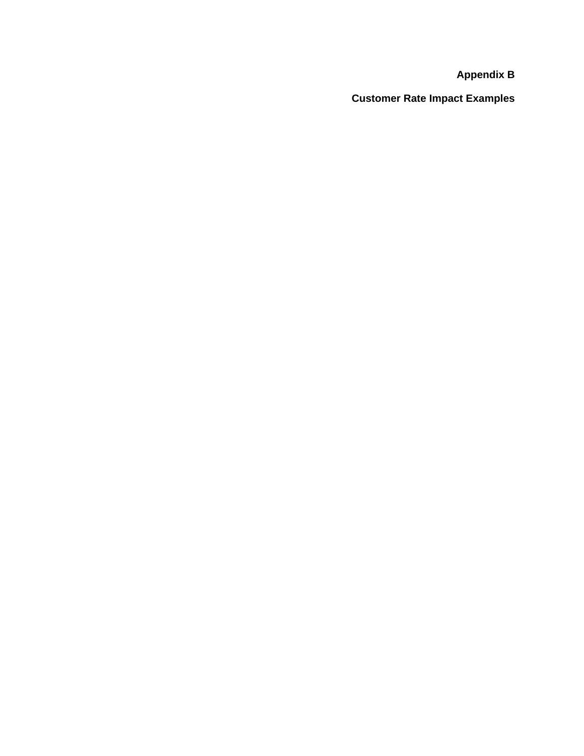# Appendix B

## Customer Rate Impact Examples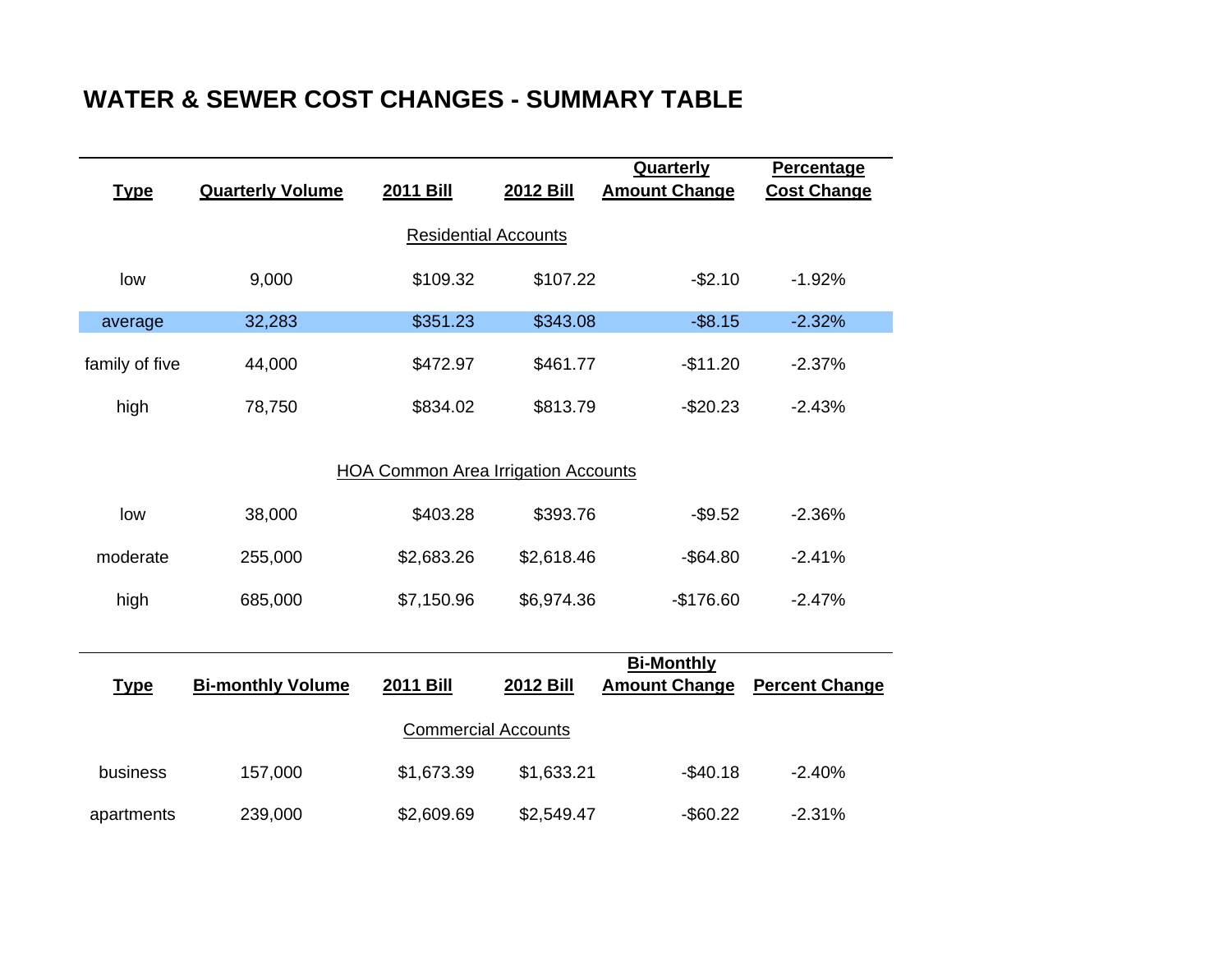# WATER & SEWER COST CHANGES - SUMMARY TABLE

| Type | Quarterly Volume | 2011 Bill | 2012 Bill | Quarterly Amount Change | Percentage Cost Change |
|---|---|---|---|---|---|
| | | Residential Accounts | | | |
| low | 9,000 | $109.32 | $107.22 | -$2.10 | -1.92% |
| average | 32,283 | $351.23 | $343.08 | -$8.15 | -2.32% |
| family of five | 44,000 | $472.97 | $461.77 | -$11.20 | -2.37% |
| high | 78,750 | $834.02 | $813.79 | -$20.23 | -2.43% |
| | | HOA Common Area Irrigation Accounts | | | |
| low | 38,000 | $403.28 | $393.76 | -$9.52 | -2.36% |
| moderate | 255,000 | $2,683.26 | $2,618.46 | -$64.80 | -2.41% |
| high | 685,000 | $7,150.96 | $6,974.36 | -$176.60 | -2.47% |

| Type | Bi-monthly Volume | 2011 Bill | 2012 Bill | Bi-Monthly Amount Change | Percent Change |
|---|---|---|---|---|---|
| | | Commercial Accounts | | | |
| business | 157,000 | $1,673.39 | $1,633.21 | -$40.18 | -2.40% |
| apartments | 239,000 | $2,609.69 | $2,549.47 | -$60.22 | -2.31% |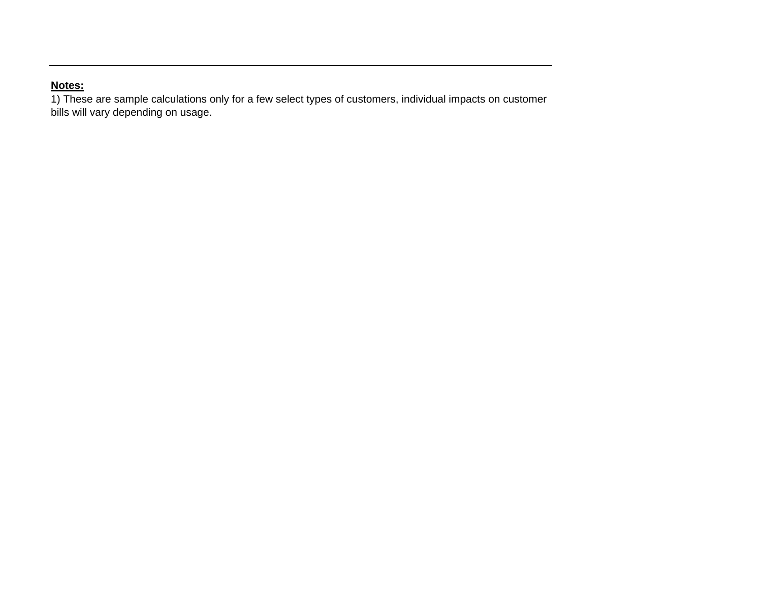**Notes:**

1) These are sample calculations only for a few select types of customers, individual impacts on customer bills will vary depending on usage.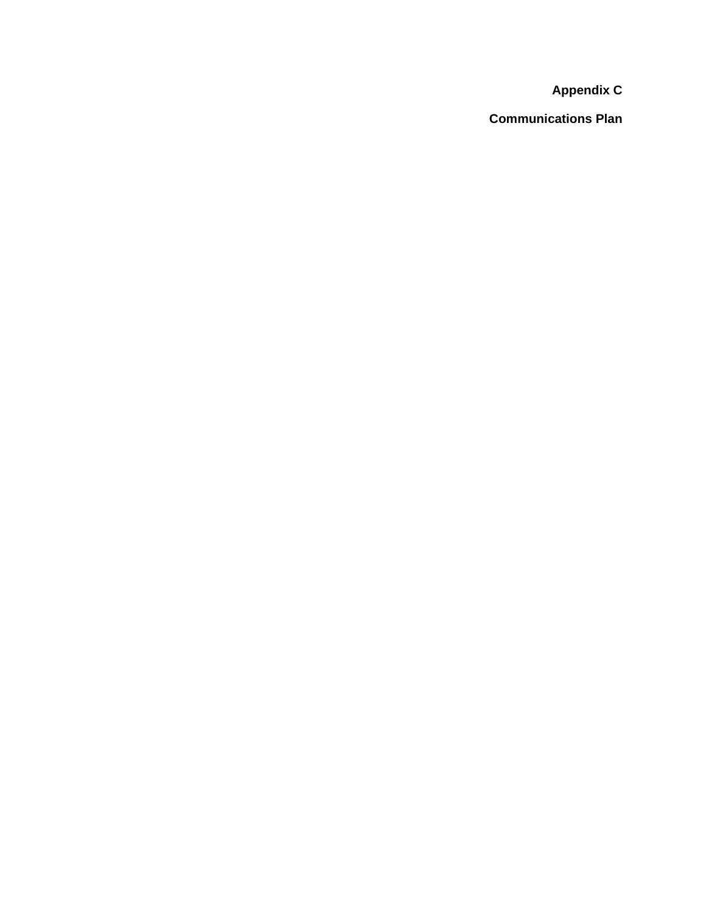# Appendix C

# Communications Plan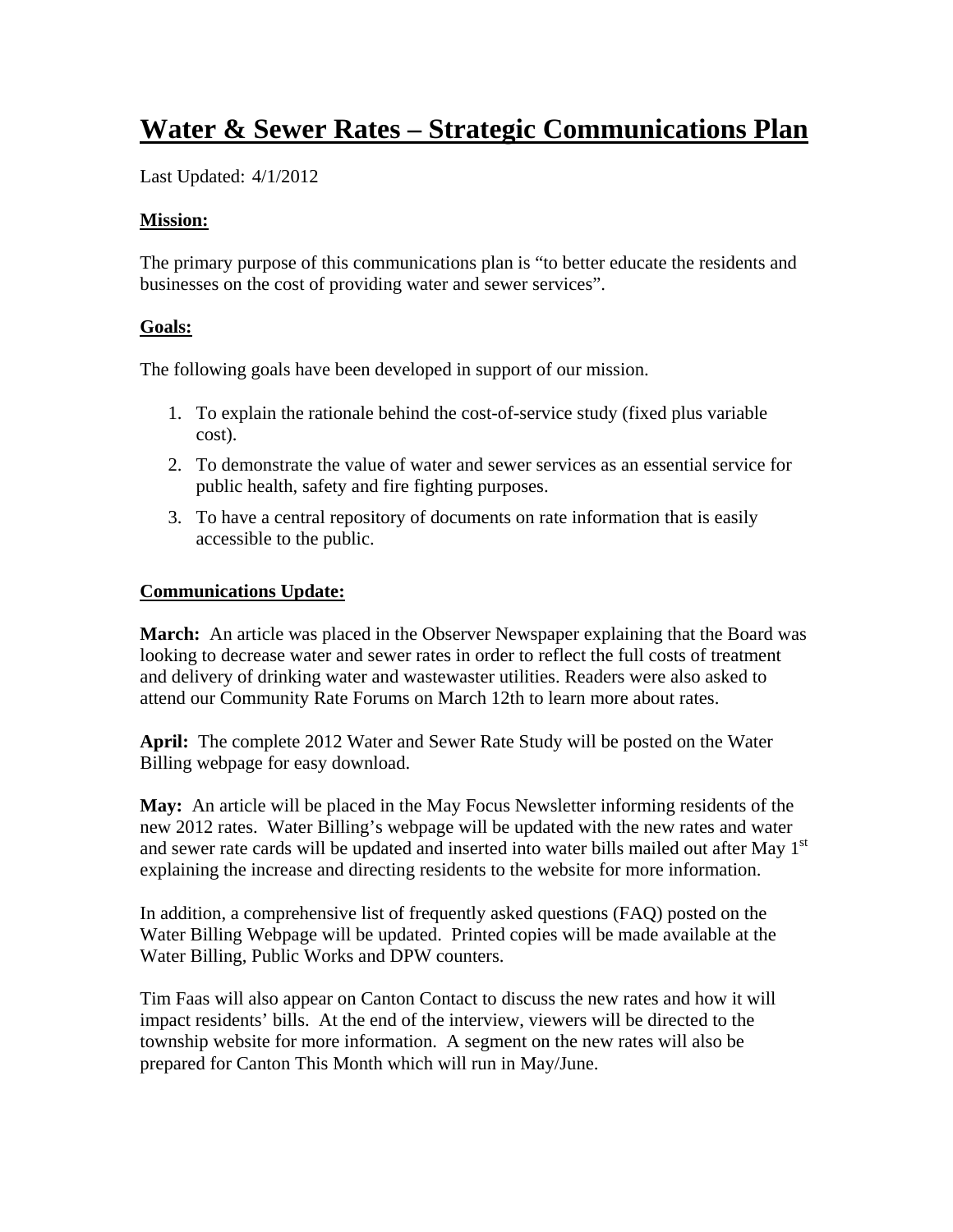# Water & Sewer Rates – Strategic Communications Plan

Last Updated: 4/1/2012

**Mission:**

The primary purpose of this communications plan is "to better educate the residents and businesses on the cost of providing water and sewer services".

**Goals:**

The following goals have been developed in support of our mission.

1. To explain the rationale behind the cost-of-service study (fixed plus variable cost).
2. To demonstrate the value of water and sewer services as an essential service for public health, safety and fire fighting purposes.
3. To have a central repository of documents on rate information that is easily accessible to the public.

**Communications Update:**

**March:** An article was placed in the Observer Newspaper explaining that the Board was looking to decrease water and sewer rates in order to reflect the full costs of treatment and delivery of drinking water and wastewaster utilities. Readers were also asked to attend our Community Rate Forums on March 12th to learn more about rates.

**April:** The complete 2012 Water and Sewer Rate Study will be posted on the Water Billing webpage for easy download.

**May:** An article will be placed in the May Focus Newsletter informing residents of the new 2012 rates. Water Billing's webpage will be updated with the new rates and water and sewer rate cards will be updated and inserted into water bills mailed out after May 1st explaining the increase and directing residents to the website for more information.

In addition, a comprehensive list of frequently asked questions (FAQ) posted on the Water Billing Webpage will be updated. Printed copies will be made available at the Water Billing, Public Works and DPW counters.

Tim Faas will also appear on Canton Contact to discuss the new rates and how it will impact residents' bills. At the end of the interview, viewers will be directed to the township website for more information. A segment on the new rates will also be prepared for Canton This Month which will run in May/June.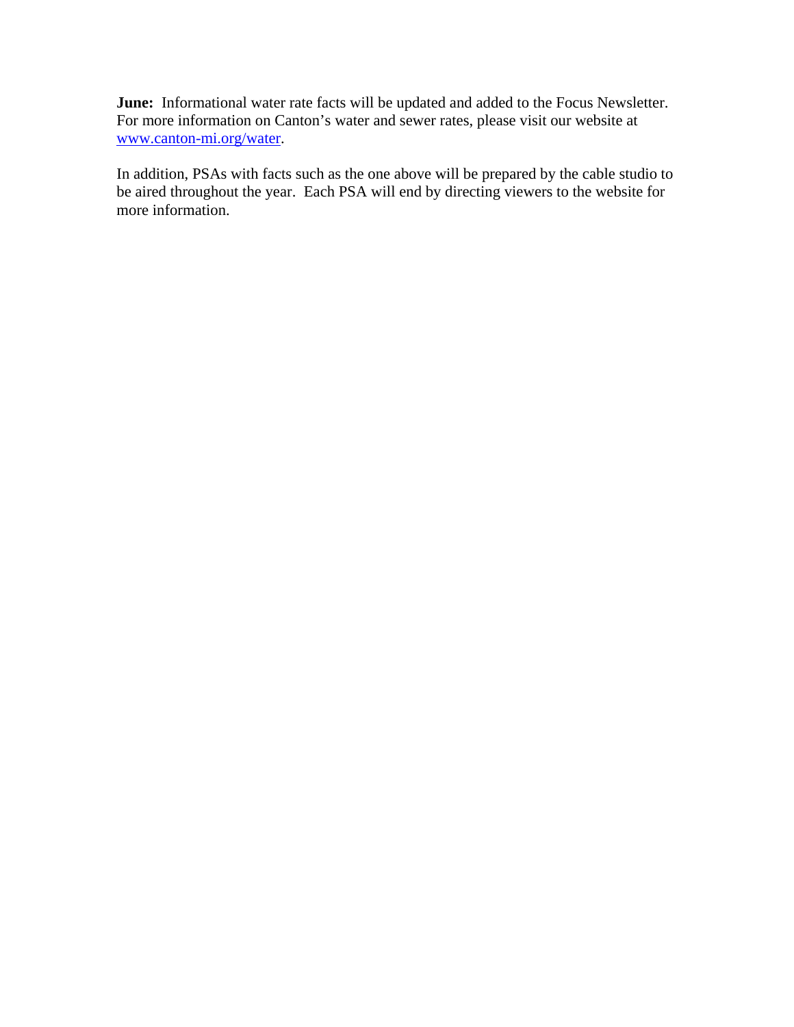**June:** Informational water rate facts will be updated and added to the Focus Newsletter. For more information on Canton's water and sewer rates, please visit our website at www.canton-mi.org/water.

In addition, PSAs with facts such as the one above will be prepared by the cable studio to be aired throughout the year. Each PSA will end by directing viewers to the website for more information.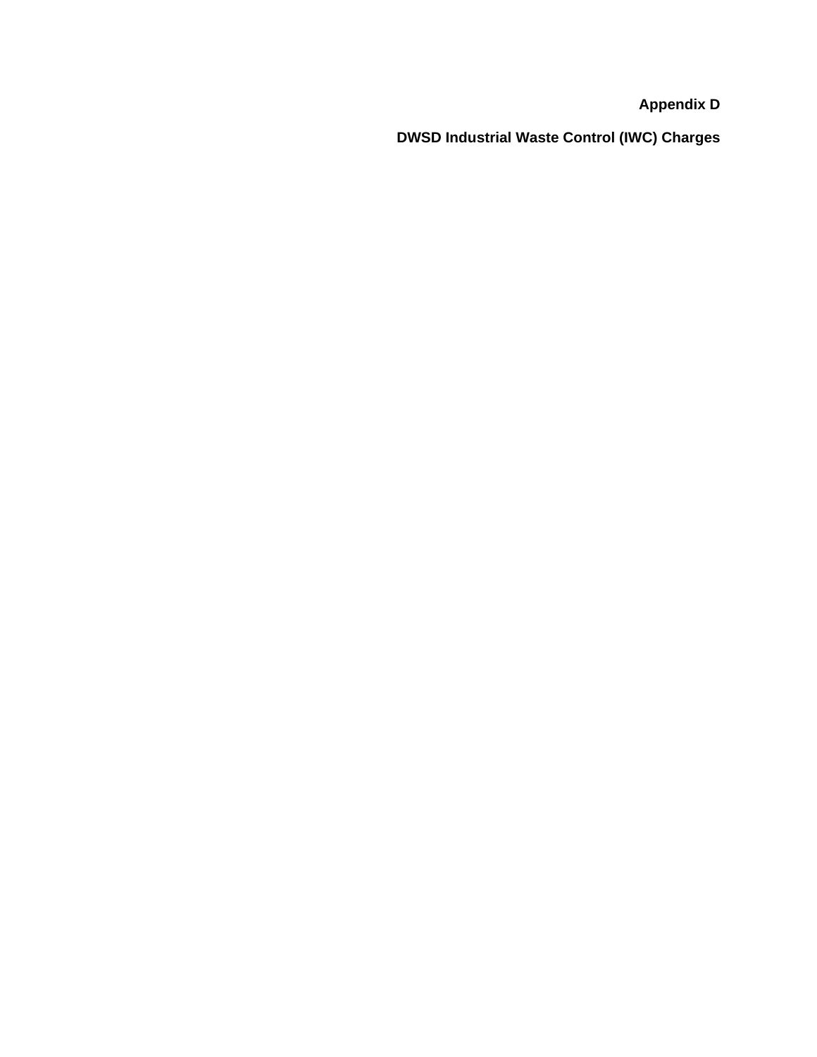# Appendix D

## DWSD Industrial Waste Control (IWC) Charges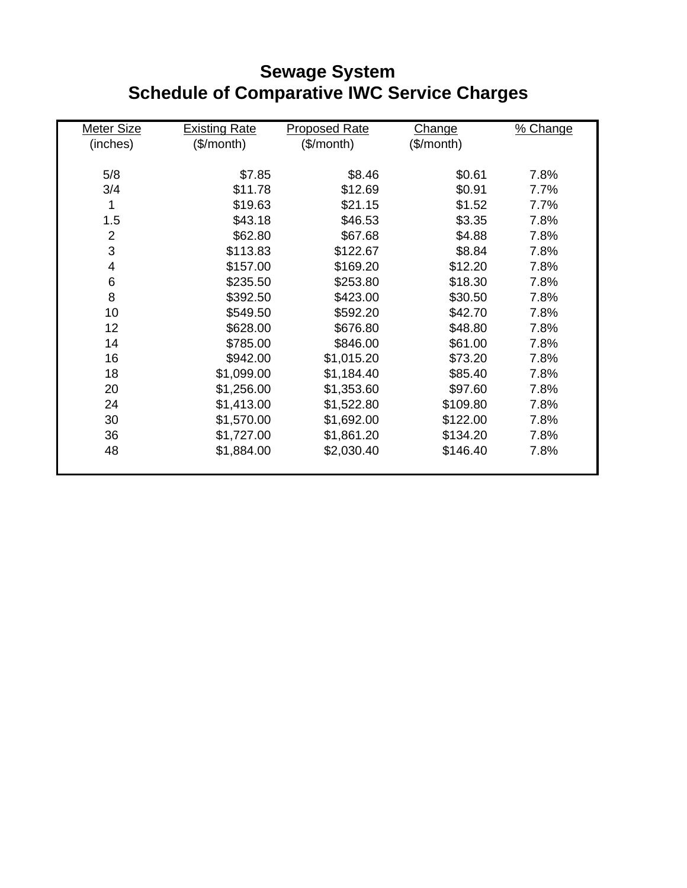# Sewage System
## Schedule of Comparative IWC Service Charges

| Meter Size (inches) | Existing Rate ($/month) | Proposed Rate ($/month) | Change ($/month) | % Change |
|---|---|---|---|---|
| 5/8 | $7.85 | $8.46 | $0.61 | 7.8% |
| 3/4 | $11.78 | $12.69 | $0.91 | 7.7% |
| 1 | $19.63 | $21.15 | $1.52 | 7.7% |
| 1.5 | $43.18 | $46.53 | $3.35 | 7.8% |
| 2 | $62.80 | $67.68 | $4.88 | 7.8% |
| 3 | $113.83 | $122.67 | $8.84 | 7.8% |
| 4 | $157.00 | $169.20 | $12.20 | 7.8% |
| 6 | $235.50 | $253.80 | $18.30 | 7.8% |
| 8 | $392.50 | $423.00 | $30.50 | 7.8% |
| 10 | $549.50 | $592.20 | $42.70 | 7.8% |
| 12 | $628.00 | $676.80 | $48.80 | 7.8% |
| 14 | $785.00 | $846.00 | $61.00 | 7.8% |
| 16 | $942.00 | $1,015.20 | $73.20 | 7.8% |
| 18 | $1,099.00 | $1,184.40 | $85.40 | 7.8% |
| 20 | $1,256.00 | $1,353.60 | $97.60 | 7.8% |
| 24 | $1,413.00 | $1,522.80 | $109.80 | 7.8% |
| 30 | $1,570.00 | $1,692.00 | $122.00 | 7.8% |
| 36 | $1,727.00 | $1,861.20 | $134.20 | 7.8% |
| 48 | $1,884.00 | $2,030.40 | $146.40 | 7.8% |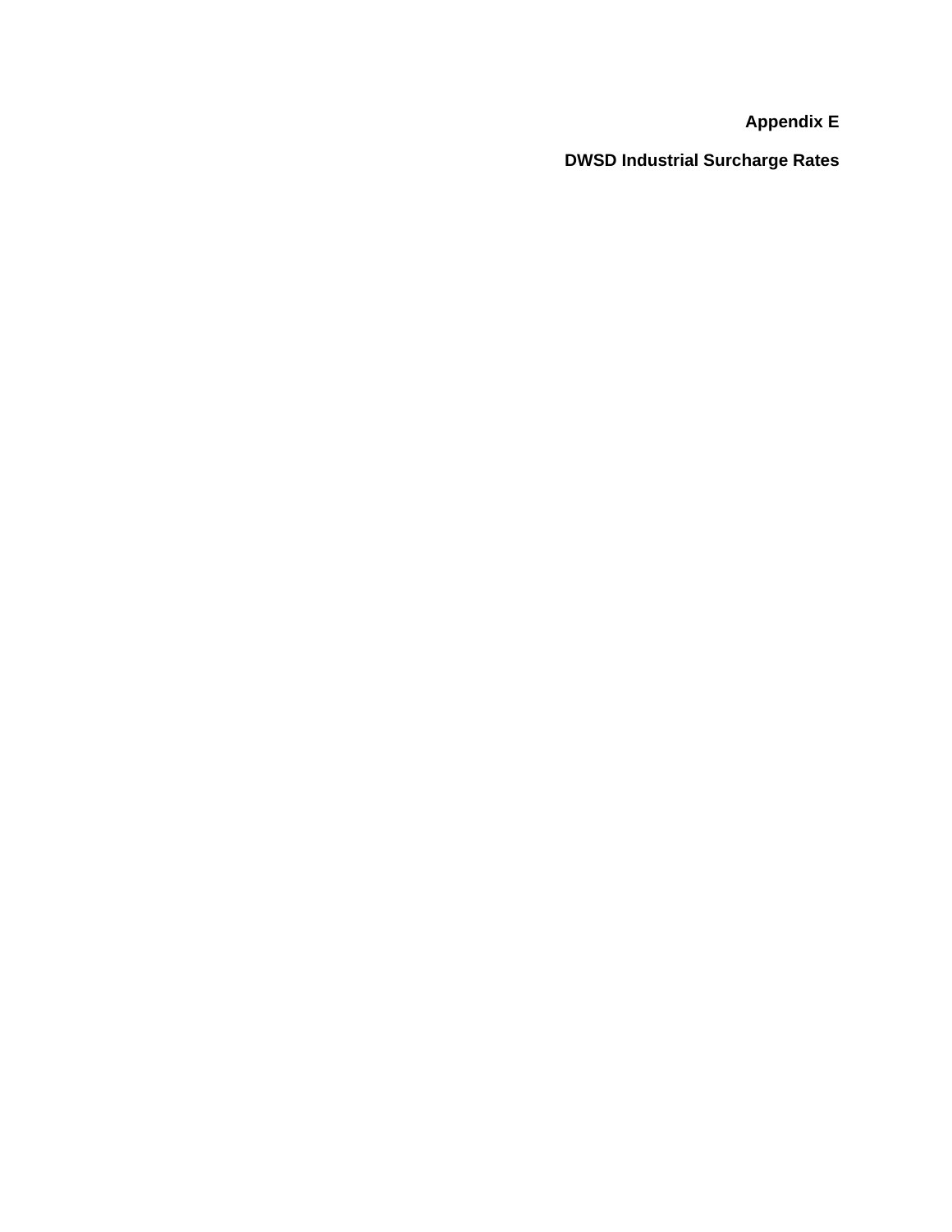# Appendix E

## DWSD Industrial Surcharge Rates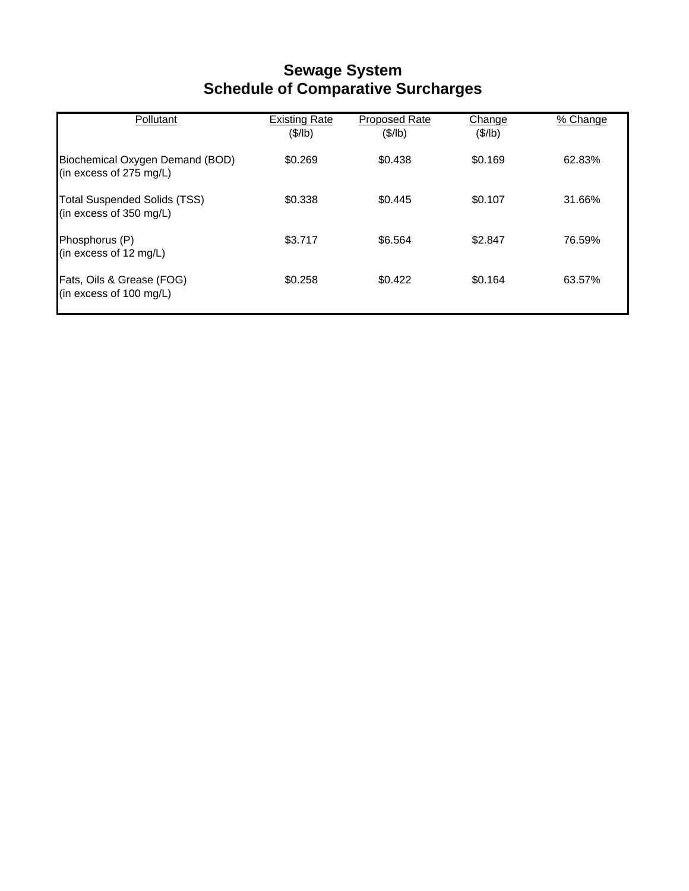# Sewage System
## Schedule of Comparative Surcharges

| Pollutant | Existing Rate ($/lb) | Proposed Rate ($/lb) | Change ($/lb) | % Change |
|---|---|---|---|---|
| Biochemical Oxygen Demand (BOD) (in excess of 275 mg/L) | $0.269 | $0.438 | $0.169 | 62.83% |
| Total Suspended Solids (TSS) (in excess of 350 mg/L) | $0.338 | $0.445 | $0.107 | 31.66% |
| Phosphorus (P) (in excess of 12 mg/L) | $3.717 | $6.564 | $2.847 | 76.59% |
| Fats, Oils & Grease (FOG) (in excess of 100 mg/L) | $0.258 | $0.422 | $0.164 | 63.57% |